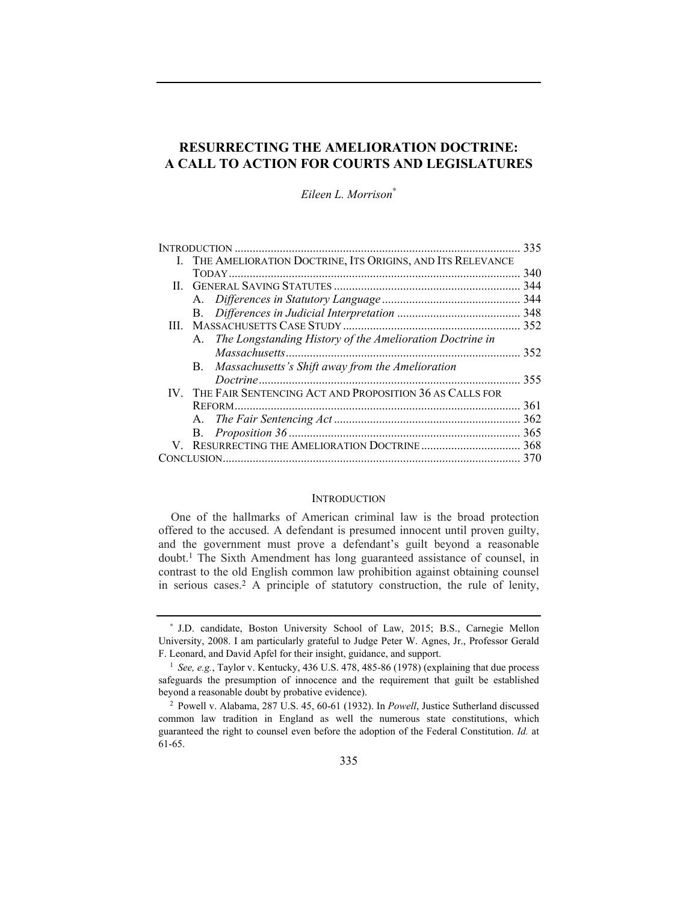# RESURRECTING THE AMELIORATION DOCTRINE: A CALL TO ACTION FOR COURTS AND LEGISLATURES

*Eileen L. Morrison*[*]

INTRODUCTION ..... 335
I. THE AMELIORATION DOCTRINE, ITS ORIGINS, AND ITS RELEVANCE TODAY ..... 340
II. GENERAL SAVING STATUTES ..... 344
  A. *Differences in Statutory Language* ..... 344
  B. *Differences in Judicial Interpretation* ..... 348
III. MASSACHUSETTS CASE STUDY ..... 352
  A. *The Longstanding History of the Amelioration Doctrine in Massachusetts* ..... 352
  B. *Massachusetts's Shift away from the Amelioration Doctrine* ..... 355
IV. THE FAIR SENTENCING ACT AND PROPOSITION 36 AS CALLS FOR REFORM ..... 361
  A. *The Fair Sentencing Act* ..... 362
  B. *Proposition 36* ..... 365
V. RESURRECTING THE AMELIORATION DOCTRINE ..... 368
CONCLUSION ..... 370

## INTRODUCTION

One of the hallmarks of American criminal law is the broad protection offered to the accused. A defendant is presumed innocent until proven guilty, and the government must prove a defendant's guilt beyond a reasonable doubt.[1] The Sixth Amendment has long guaranteed assistance of counsel, in contrast to the old English common law prohibition against obtaining counsel in serious cases.[2] A principle of statutory construction, the rule of lenity,

---

[*] J.D. candidate, Boston University School of Law, 2015; B.S., Carnegie Mellon University, 2008. I am particularly grateful to Judge Peter W. Agnes, Jr., Professor Gerald F. Leonard, and David Apfel for their insight, guidance, and support.

[1] *See, e.g.*, Taylor v. Kentucky, 436 U.S. 478, 485-86 (1978) (explaining that due process safeguards the presumption of innocence and the requirement that guilt be established beyond a reasonable doubt by probative evidence).

[2] Powell v. Alabama, 287 U.S. 45, 60-61 (1932). In *Powell*, Justice Sutherland discussed common law tradition in England as well the numerous state constitutions, which guaranteed the right to counsel even before the adoption of the Federal Constitution. *Id.* at 61-65.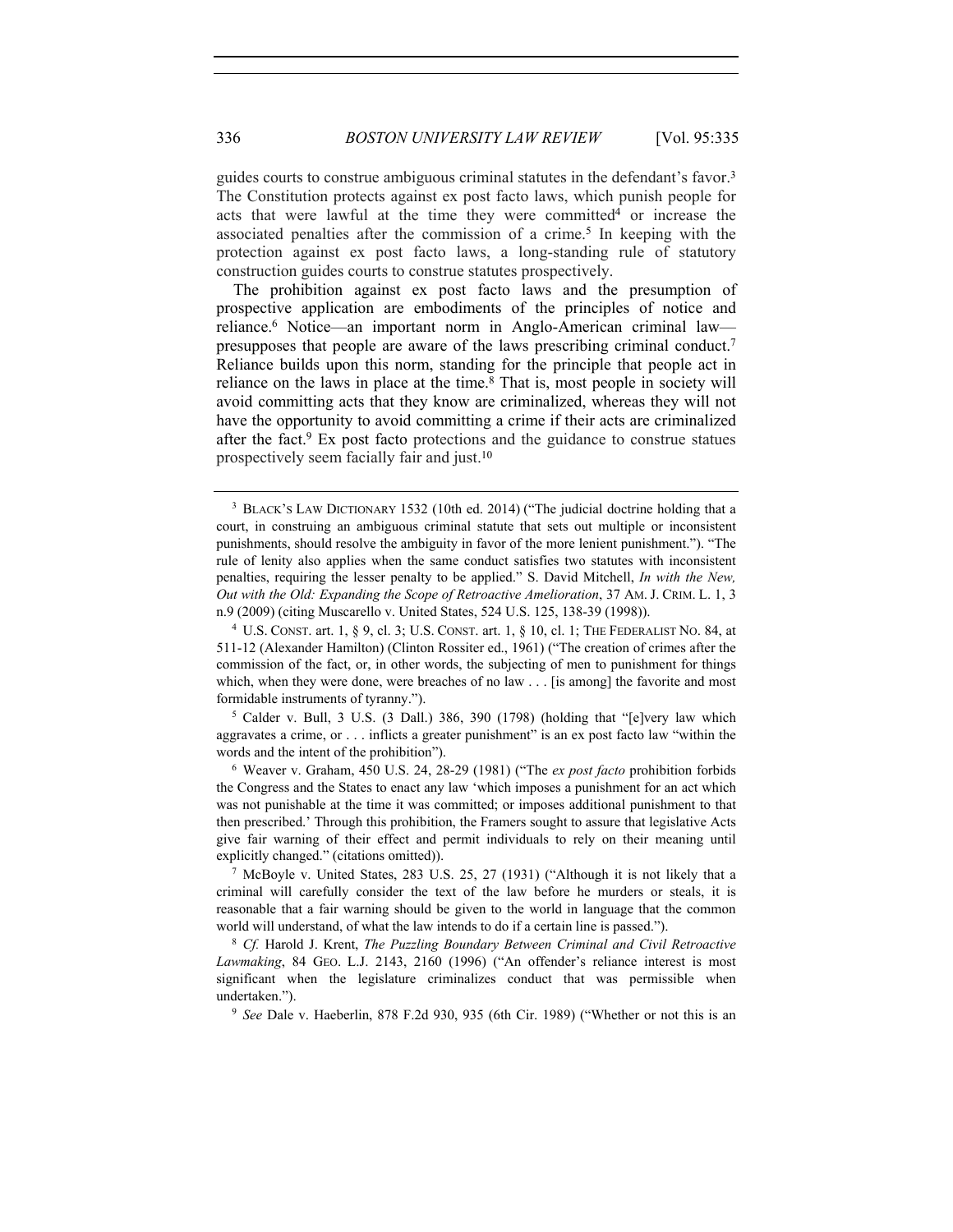guides courts to construe ambiguous criminal statutes in the defendant's favor.[3] The Constitution protects against ex post facto laws, which punish people for acts that were lawful at the time they were committed[4] or increase the associated penalties after the commission of a crime.[5] In keeping with the protection against ex post facto laws, a long-standing rule of statutory construction guides courts to construe statutes prospectively.

The prohibition against ex post facto laws and the presumption of prospective application are embodiments of the principles of notice and reliance.[6] Notice—an important norm in Anglo-American criminal law—presupposes that people are aware of the laws prescribing criminal conduct.[7] Reliance builds upon this norm, standing for the principle that people act in reliance on the laws in place at the time.[8] That is, most people in society will avoid committing acts that they know are criminalized, whereas they will not have the opportunity to avoid committing a crime if their acts are criminalized after the fact.[9] Ex post facto protections and the guidance to construe statues prospectively seem facially fair and just.[10]

---

[3] BLACK'S LAW DICTIONARY 1532 (10th ed. 2014) ("The judicial doctrine holding that a court, in construing an ambiguous criminal statute that sets out multiple or inconsistent punishments, should resolve the ambiguity in favor of the more lenient punishment."). "The rule of lenity also applies when the same conduct satisfies two statutes with inconsistent penalties, requiring the lesser penalty to be applied." S. David Mitchell, *In with the New, Out with the Old: Expanding the Scope of Retroactive Amelioration*, 37 AM. J. CRIM. L. 1, 3 n.9 (2009) (citing Muscarello v. United States, 524 U.S. 125, 138-39 (1998)).

[4] U.S. CONST. art. 1, § 9, cl. 3; U.S. CONST. art. 1, § 10, cl. 1; THE FEDERALIST NO. 84, at 511-12 (Alexander Hamilton) (Clinton Rossiter ed., 1961) ("The creation of crimes after the commission of the fact, or, in other words, the subjecting of men to punishment for things which, when they were done, were breaches of no law . . . [is among] the favorite and most formidable instruments of tyranny.").

[5] Calder v. Bull, 3 U.S. (3 Dall.) 386, 390 (1798) (holding that "[e]very law which aggravates a crime, or . . . inflicts a greater punishment" is an ex post facto law "within the words and the intent of the prohibition").

[6] Weaver v. Graham, 450 U.S. 24, 28-29 (1981) ("The *ex post facto* prohibition forbids the Congress and the States to enact any law 'which imposes a punishment for an act which was not punishable at the time it was committed; or imposes additional punishment to that then prescribed.' Through this prohibition, the Framers sought to assure that legislative Acts give fair warning of their effect and permit individuals to rely on their meaning until explicitly changed." (citations omitted)).

[7] McBoyle v. United States, 283 U.S. 25, 27 (1931) ("Although it is not likely that a criminal will carefully consider the text of the law before he murders or steals, it is reasonable that a fair warning should be given to the world in language that the common world will understand, of what the law intends to do if a certain line is passed.").

[8] *Cf.* Harold J. Krent, *The Puzzling Boundary Between Criminal and Civil Retroactive Lawmaking*, 84 GEO. L.J. 2143, 2160 (1996) ("An offender's reliance interest is most significant when the legislature criminalizes conduct that was permissible when undertaken.").

[9] *See* Dale v. Haeberlin, 878 F.2d 930, 935 (6th Cir. 1989) ("Whether or not this is an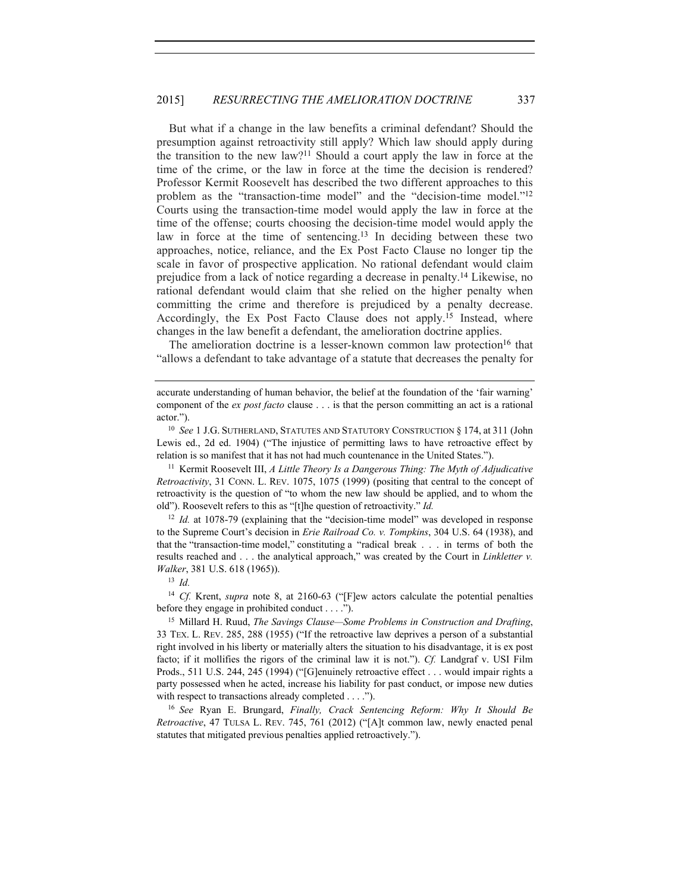But what if a change in the law benefits a criminal defendant? Should the presumption against retroactivity still apply? Which law should apply during the transition to the new law?[11] Should a court apply the law in force at the time of the crime, or the law in force at the time the decision is rendered? Professor Kermit Roosevelt has described the two different approaches to this problem as the "transaction-time model" and the "decision-time model."[12] Courts using the transaction-time model would apply the law in force at the time of the offense; courts choosing the decision-time model would apply the law in force at the time of sentencing.[13] In deciding between these two approaches, notice, reliance, and the Ex Post Facto Clause no longer tip the scale in favor of prospective application. No rational defendant would claim prejudice from a lack of notice regarding a decrease in penalty.[14] Likewise, no rational defendant would claim that she relied on the higher penalty when committing the crime and therefore is prejudiced by a penalty decrease. Accordingly, the Ex Post Facto Clause does not apply.[15] Instead, where changes in the law benefit a defendant, the amelioration doctrine applies.

The amelioration doctrine is a lesser-known common law protection[16] that "allows a defendant to take advantage of a statute that decreases the penalty for

---

accurate understanding of human behavior, the belief at the foundation of the 'fair warning' component of the *ex post facto* clause . . . is that the person committing an act is a rational actor.").

[10] *See* 1 J.G. SUTHERLAND, STATUTES AND STATUTORY CONSTRUCTION § 174, at 311 (John Lewis ed., 2d ed. 1904) ("The injustice of permitting laws to have retroactive effect by relation is so manifest that it has not had much countenance in the United States.").

[11] Kermit Roosevelt III, *A Little Theory Is a Dangerous Thing: The Myth of Adjudicative Retroactivity*, 31 CONN. L. REV. 1075, 1075 (1999) (positing that central to the concept of retroactivity is the question of "to whom the new law should be applied, and to whom the old"). Roosevelt refers to this as "[t]he question of retroactivity." *Id.*

[12] *Id.* at 1078-79 (explaining that the "decision-time model" was developed in response to the Supreme Court's decision in *Erie Railroad Co. v. Tompkins*, 304 U.S. 64 (1938), and that the "transaction-time model," constituting a "radical break . . . in terms of both the results reached and . . . the analytical approach," was created by the Court in *Linkletter v. Walker*, 381 U.S. 618 (1965)).

[13] *Id.*

[14] *Cf.* Krent, *supra* note 8, at 2160-63 ("[F]ew actors calculate the potential penalties before they engage in prohibited conduct . . . .").

[15] Millard H. Ruud, *The Savings Clause—Some Problems in Construction and Drafting*, 33 TEX. L. REV. 285, 288 (1955) ("If the retroactive law deprives a person of a substantial right involved in his liberty or materially alters the situation to his disadvantage, it is ex post facto; if it mollifies the rigors of the criminal law it is not."). *Cf.* Landgraf v. USI Film Prods., 511 U.S. 244, 245 (1994) ("[G]enuinely retroactive effect . . . would impair rights a party possessed when he acted, increase his liability for past conduct, or impose new duties with respect to transactions already completed . . . .").

[16] *See* Ryan E. Brungard, *Finally, Crack Sentencing Reform: Why It Should Be Retroactive*, 47 TULSA L. REV. 745, 761 (2012) ("[A]t common law, newly enacted penal statutes that mitigated previous penalties applied retroactively.").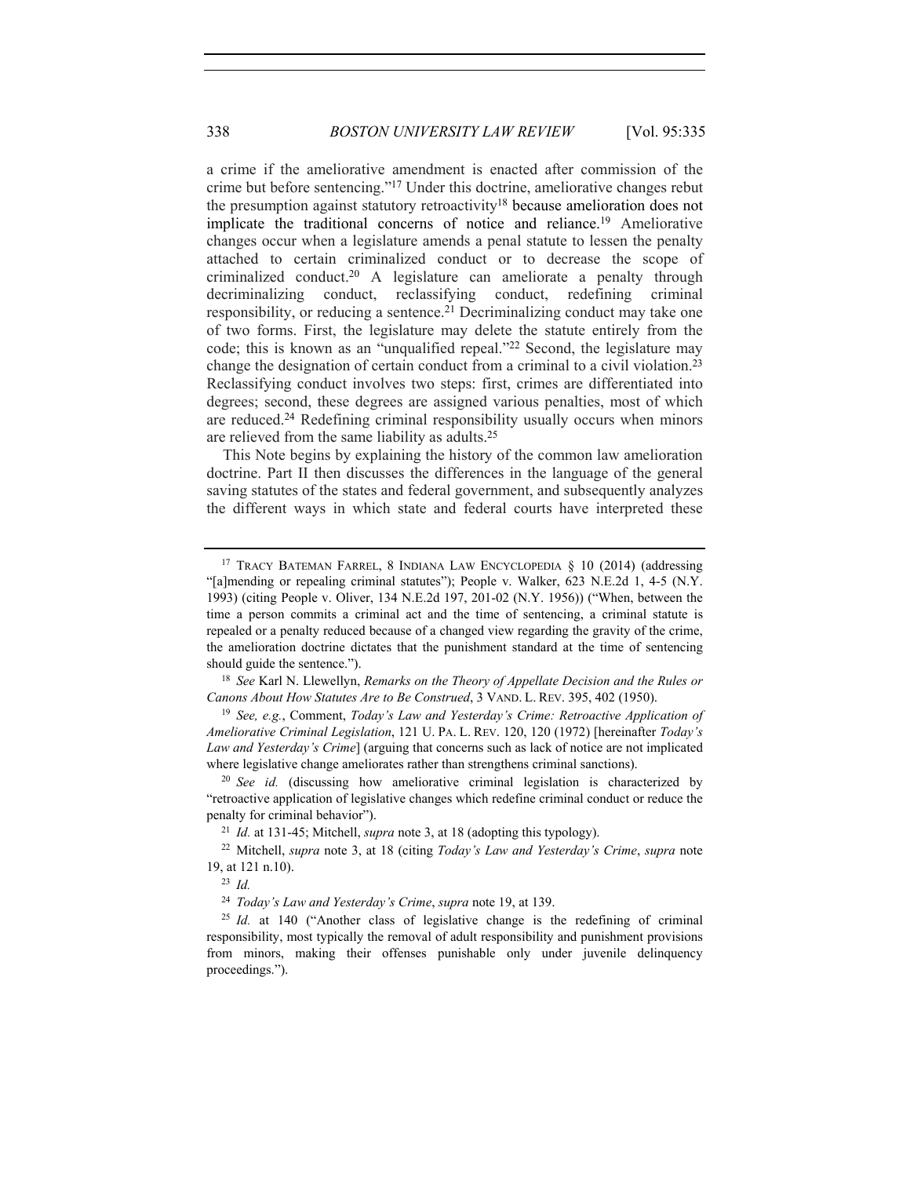a crime if the ameliorative amendment is enacted after commission of the crime but before sentencing."[17] Under this doctrine, ameliorative changes rebut the presumption against statutory retroactivity[18] because amelioration does not implicate the traditional concerns of notice and reliance.[19] Ameliorative changes occur when a legislature amends a penal statute to lessen the penalty attached to certain criminalized conduct or to decrease the scope of criminalized conduct.[20] A legislature can ameliorate a penalty through decriminalizing conduct, reclassifying conduct, redefining criminal responsibility, or reducing a sentence.[21] Decriminalizing conduct may take one of two forms. First, the legislature may delete the statute entirely from the code; this is known as an "unqualified repeal."[22] Second, the legislature may change the designation of certain conduct from a criminal to a civil violation.[23] Reclassifying conduct involves two steps: first, crimes are differentiated into degrees; second, these degrees are assigned various penalties, most of which are reduced.[24] Redefining criminal responsibility usually occurs when minors are relieved from the same liability as adults.[25]

This Note begins by explaining the history of the common law amelioration doctrine. Part II then discusses the differences in the language of the general saving statutes of the states and federal government, and subsequently analyzes the different ways in which state and federal courts have interpreted these

---

[17] TRACY BATEMAN FARREL, 8 INDIANA LAW ENCYCLOPEDIA § 10 (2014) (addressing "[a]mending or repealing criminal statutes"); People v. Walker, 623 N.E.2d 1, 4-5 (N.Y. 1993) (citing People v. Oliver, 134 N.E.2d 197, 201-02 (N.Y. 1956)) ("When, between the time a person commits a criminal act and the time of sentencing, a criminal statute is repealed or a penalty reduced because of a changed view regarding the gravity of the crime, the amelioration doctrine dictates that the punishment standard at the time of sentencing should guide the sentence.").

[18] *See* Karl N. Llewellyn, *Remarks on the Theory of Appellate Decision and the Rules or Canons About How Statutes Are to Be Construed*, 3 VAND. L. REV. 395, 402 (1950).

[19] *See, e.g.*, Comment, *Today's Law and Yesterday's Crime: Retroactive Application of Ameliorative Criminal Legislation*, 121 U. PA. L. REV. 120, 120 (1972) [hereinafter *Today's Law and Yesterday's Crime*] (arguing that concerns such as lack of notice are not implicated where legislative change ameliorates rather than strengthens criminal sanctions).

[20] *See id.* (discussing how ameliorative criminal legislation is characterized by "retroactive application of legislative changes which redefine criminal conduct or reduce the penalty for criminal behavior").

[21] *Id.* at 131-45; Mitchell, *supra* note 3, at 18 (adopting this typology).

[22] Mitchell, *supra* note 3, at 18 (citing *Today's Law and Yesterday's Crime*, *supra* note 19, at 121 n.10).

[23] *Id.*

[24] *Today's Law and Yesterday's Crime*, *supra* note 19, at 139.

[25] *Id.* at 140 ("Another class of legislative change is the redefining of criminal responsibility, most typically the removal of adult responsibility and punishment provisions from minors, making their offenses punishable only under juvenile delinquency proceedings.").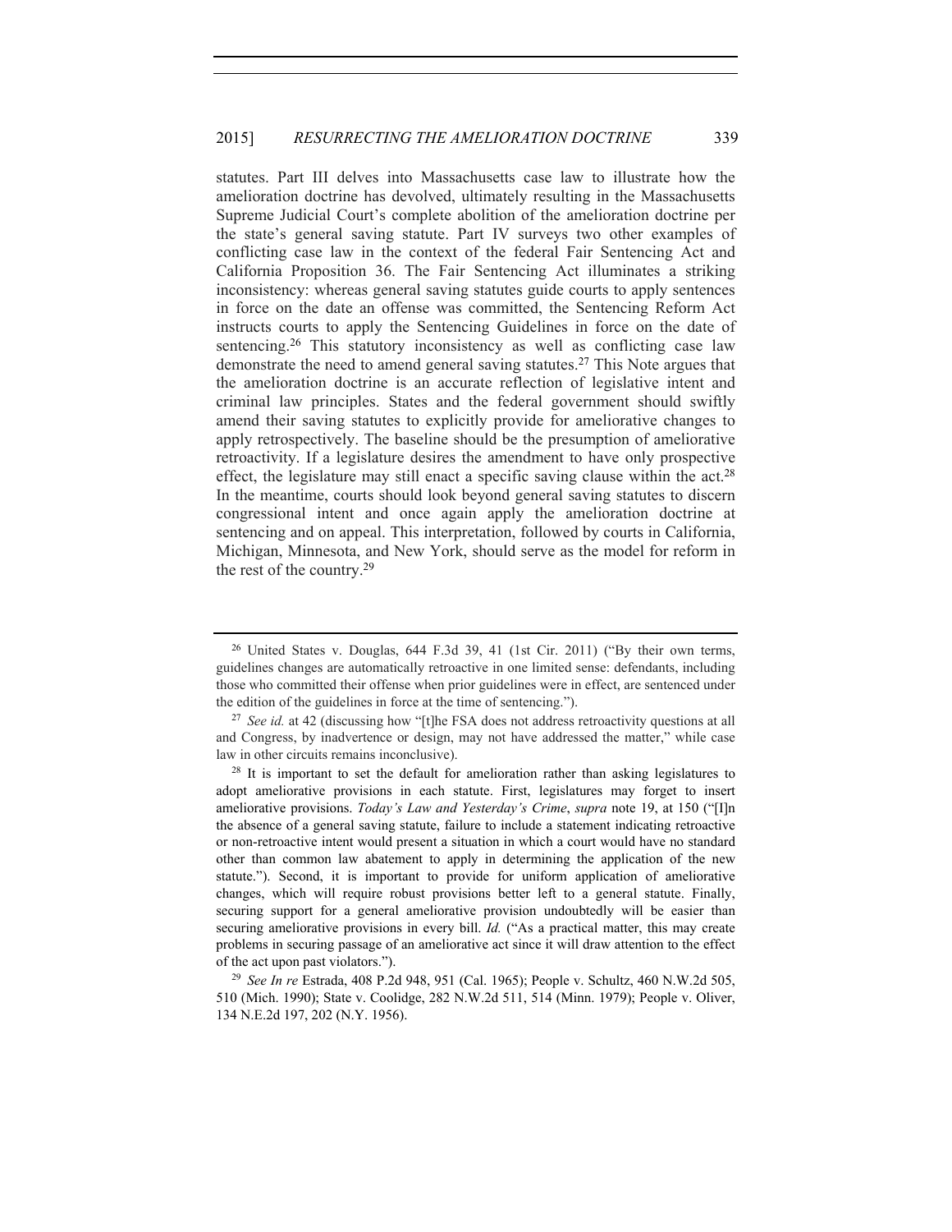statutes. Part III delves into Massachusetts case law to illustrate how the amelioration doctrine has devolved, ultimately resulting in the Massachusetts Supreme Judicial Court's complete abolition of the amelioration doctrine per the state's general saving statute. Part IV surveys two other examples of conflicting case law in the context of the federal Fair Sentencing Act and California Proposition 36. The Fair Sentencing Act illuminates a striking inconsistency: whereas general saving statutes guide courts to apply sentences in force on the date an offense was committed, the Sentencing Reform Act instructs courts to apply the Sentencing Guidelines in force on the date of sentencing.[26] This statutory inconsistency as well as conflicting case law demonstrate the need to amend general saving statutes.[27] This Note argues that the amelioration doctrine is an accurate reflection of legislative intent and criminal law principles. States and the federal government should swiftly amend their saving statutes to explicitly provide for ameliorative changes to apply retrospectively. The baseline should be the presumption of ameliorative retroactivity. If a legislature desires the amendment to have only prospective effect, the legislature may still enact a specific saving clause within the act.[28] In the meantime, courts should look beyond general saving statutes to discern congressional intent and once again apply the amelioration doctrine at sentencing and on appeal. This interpretation, followed by courts in California, Michigan, Minnesota, and New York, should serve as the model for reform in the rest of the country.[29]

---

[26] United States v. Douglas, 644 F.3d 39, 41 (1st Cir. 2011) ("By their own terms, guidelines changes are automatically retroactive in one limited sense: defendants, including those who committed their offense when prior guidelines were in effect, are sentenced under the edition of the guidelines in force at the time of sentencing.").

[27] *See id.* at 42 (discussing how "[t]he FSA does not address retroactivity questions at all and Congress, by inadvertence or design, may not have addressed the matter," while case law in other circuits remains inconclusive).

[28] It is important to set the default for amelioration rather than asking legislatures to adopt ameliorative provisions in each statute. First, legislatures may forget to insert ameliorative provisions. *Today's Law and Yesterday's Crime*, *supra* note 19, at 150 ("[I]n the absence of a general saving statute, failure to include a statement indicating retroactive or non-retroactive intent would present a situation in which a court would have no standard other than common law abatement to apply in determining the application of the new statute."). Second, it is important to provide for uniform application of ameliorative changes, which will require robust provisions better left to a general statute. Finally, securing support for a general ameliorative provision undoubtedly will be easier than securing ameliorative provisions in every bill. *Id.* ("As a practical matter, this may create problems in securing passage of an ameliorative act since it will draw attention to the effect of the act upon past violators.").

[29] *See In re* Estrada, 408 P.2d 948, 951 (Cal. 1965); People v. Schultz, 460 N.W.2d 505, 510 (Mich. 1990); State v. Coolidge, 282 N.W.2d 511, 514 (Minn. 1979); People v. Oliver, 134 N.E.2d 197, 202 (N.Y. 1956).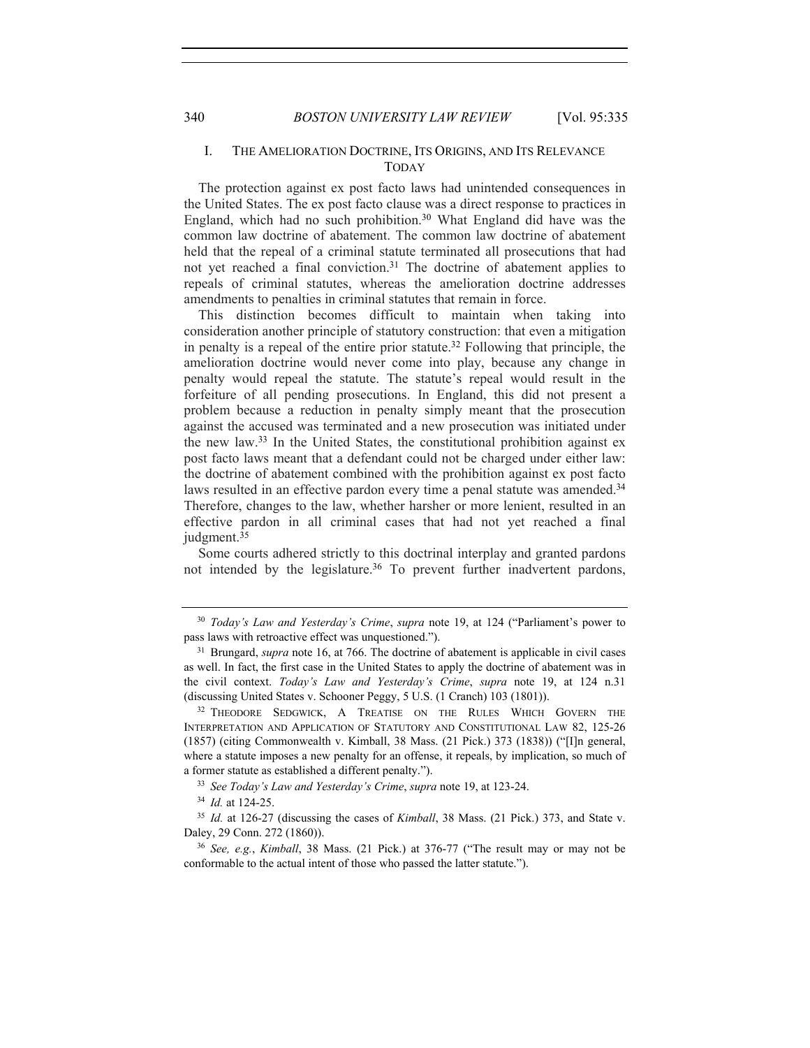## I. THE AMELIORATION DOCTRINE, ITS ORIGINS, AND ITS RELEVANCE TODAY

The protection against ex post facto laws had unintended consequences in the United States. The ex post facto clause was a direct response to practices in England, which had no such prohibition.[30] What England did have was the common law doctrine of abatement. The common law doctrine of abatement held that the repeal of a criminal statute terminated all prosecutions that had not yet reached a final conviction.[31] The doctrine of abatement applies to repeals of criminal statutes, whereas the amelioration doctrine addresses amendments to penalties in criminal statutes that remain in force.

This distinction becomes difficult to maintain when taking into consideration another principle of statutory construction: that even a mitigation in penalty is a repeal of the entire prior statute.[32] Following that principle, the amelioration doctrine would never come into play, because any change in penalty would repeal the statute. The statute's repeal would result in the forfeiture of all pending prosecutions. In England, this did not present a problem because a reduction in penalty simply meant that the prosecution against the accused was terminated and a new prosecution was initiated under the new law.[33] In the United States, the constitutional prohibition against ex post facto laws meant that a defendant could not be charged under either law: the doctrine of abatement combined with the prohibition against ex post facto laws resulted in an effective pardon every time a penal statute was amended.[34] Therefore, changes to the law, whether harsher or more lenient, resulted in an effective pardon in all criminal cases that had not yet reached a final judgment.[35]

Some courts adhered strictly to this doctrinal interplay and granted pardons not intended by the legislature.[36] To prevent further inadvertent pardons,

---

[30] *Today's Law and Yesterday's Crime*, *supra* note 19, at 124 ("Parliament's power to pass laws with retroactive effect was unquestioned.").

[31] Brungard, *supra* note 16, at 766. The doctrine of abatement is applicable in civil cases as well. In fact, the first case in the United States to apply the doctrine of abatement was in the civil context. *Today's Law and Yesterday's Crime*, *supra* note 19, at 124 n.31 (discussing United States v. Schooner Peggy, 5 U.S. (1 Cranch) 103 (1801)).

[32] THEODORE SEDGWICK, A TREATISE ON THE RULES WHICH GOVERN THE INTERPRETATION AND APPLICATION OF STATUTORY AND CONSTITUTIONAL LAW 82, 125-26 (1857) (citing Commonwealth v. Kimball, 38 Mass. (21 Pick.) 373 (1838)) ("[I]n general, where a statute imposes a new penalty for an offense, it repeals, by implication, so much of a former statute as established a different penalty.").

[33] *See Today's Law and Yesterday's Crime*, *supra* note 19, at 123-24.

[34] *Id.* at 124-25.

[35] *Id.* at 126-27 (discussing the cases of *Kimball*, 38 Mass. (21 Pick.) 373, and State v. Daley, 29 Conn. 272 (1860)).

[36] *See, e.g.*, *Kimball*, 38 Mass. (21 Pick.) at 376-77 ("The result may or may not be conformable to the actual intent of those who passed the latter statute.").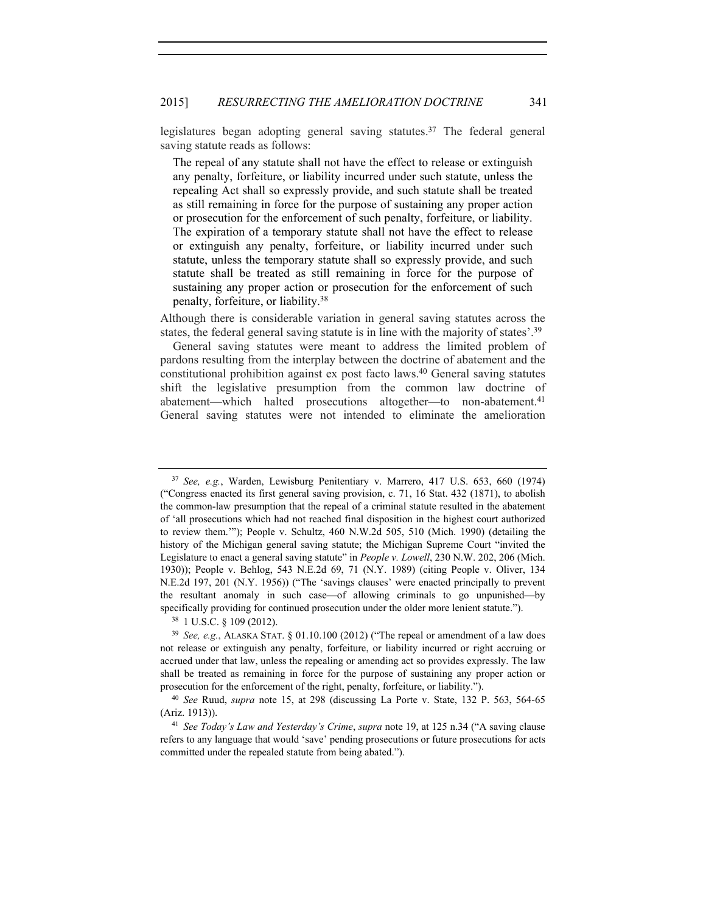legislatures began adopting general saving statutes.[37] The federal general saving statute reads as follows:

> The repeal of any statute shall not have the effect to release or extinguish any penalty, forfeiture, or liability incurred under such statute, unless the repealing Act shall so expressly provide, and such statute shall be treated as still remaining in force for the purpose of sustaining any proper action or prosecution for the enforcement of such penalty, forfeiture, or liability. The expiration of a temporary statute shall not have the effect to release or extinguish any penalty, forfeiture, or liability incurred under such statute, unless the temporary statute shall so expressly provide, and such statute shall be treated as still remaining in force for the purpose of sustaining any proper action or prosecution for the enforcement of such penalty, forfeiture, or liability.[38]

Although there is considerable variation in general saving statutes across the states, the federal general saving statute is in line with the majority of states'.[39]

General saving statutes were meant to address the limited problem of pardons resulting from the interplay between the doctrine of abatement and the constitutional prohibition against ex post facto laws.[40] General saving statutes shift the legislative presumption from the common law doctrine of abatement—which halted prosecutions altogether—to non-abatement.[41] General saving statutes were not intended to eliminate the amelioration

---

[37] *See, e.g.*, Warden, Lewisburg Penitentiary v. Marrero, 417 U.S. 653, 660 (1974) ("Congress enacted its first general saving provision, c. 71, 16 Stat. 432 (1871), to abolish the common-law presumption that the repeal of a criminal statute resulted in the abatement of 'all prosecutions which had not reached final disposition in the highest court authorized to review them.'"); People v. Schultz, 460 N.W.2d 505, 510 (Mich. 1990) (detailing the history of the Michigan general saving statute; the Michigan Supreme Court "invited the Legislature to enact a general saving statute" in *People v. Lowell*, 230 N.W. 202, 206 (Mich. 1930)); People v. Behlog, 543 N.E.2d 69, 71 (N.Y. 1989) (citing People v. Oliver, 134 N.E.2d 197, 201 (N.Y. 1956)) ("The 'savings clauses' were enacted principally to prevent the resultant anomaly in such case—of allowing criminals to go unpunished—by specifically providing for continued prosecution under the older more lenient statute.").

[38] 1 U.S.C. § 109 (2012).

[39] *See, e.g.*, ALASKA STAT. § 01.10.100 (2012) ("The repeal or amendment of a law does not release or extinguish any penalty, forfeiture, or liability incurred or right accruing or accrued under that law, unless the repealing or amending act so provides expressly. The law shall be treated as remaining in force for the purpose of sustaining any proper action or prosecution for the enforcement of the right, penalty, forfeiture, or liability.").

[40] *See* Ruud, *supra* note 15, at 298 (discussing La Porte v. State, 132 P. 563, 564-65 (Ariz. 1913)).

[41] *See Today's Law and Yesterday's Crime*, *supra* note 19, at 125 n.34 ("A saving clause refers to any language that would 'save' pending prosecutions or future prosecutions for acts committed under the repealed statute from being abated.").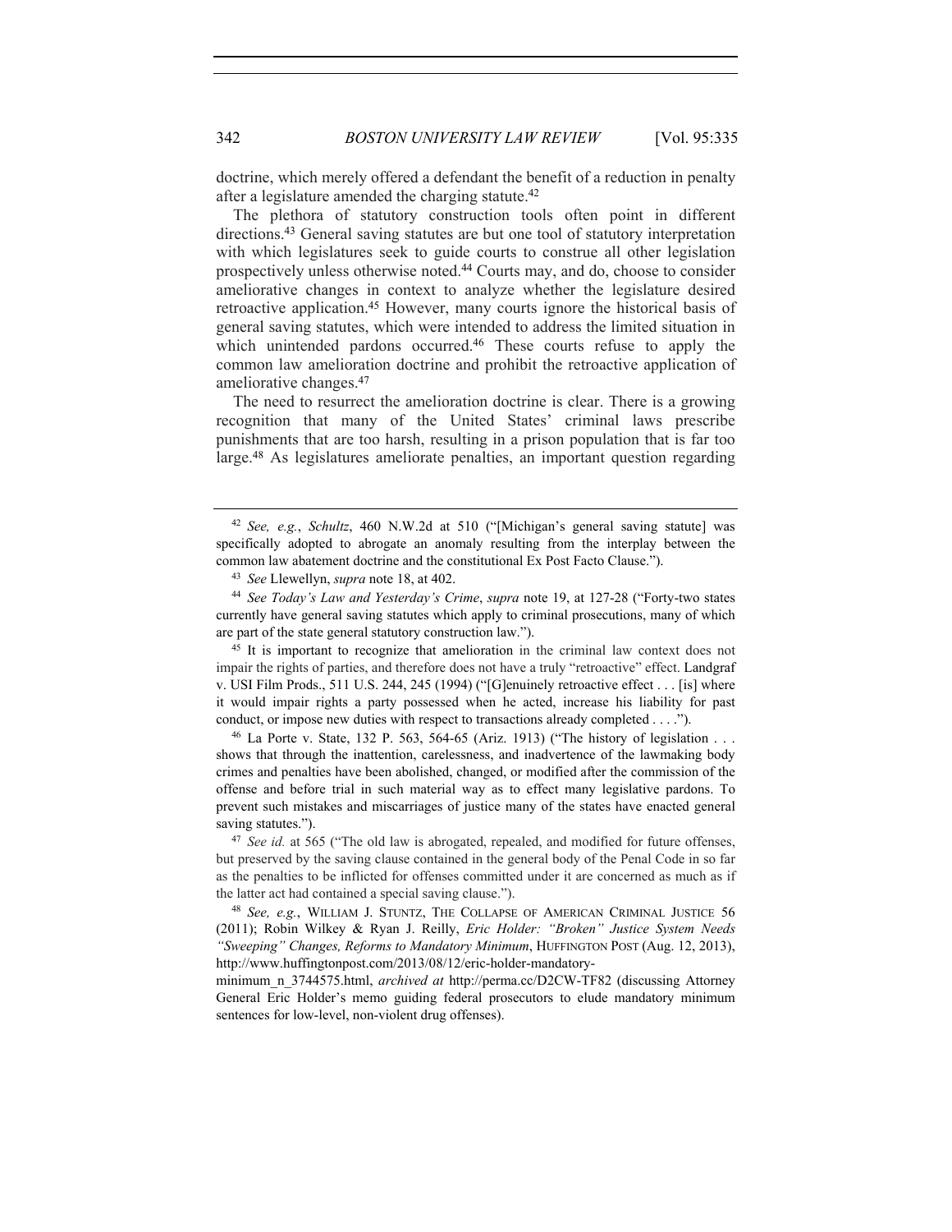doctrine, which merely offered a defendant the benefit of a reduction in penalty after a legislature amended the charging statute.[42]

The plethora of statutory construction tools often point in different directions.[43] General saving statutes are but one tool of statutory interpretation with which legislatures seek to guide courts to construe all other legislation prospectively unless otherwise noted.[44] Courts may, and do, choose to consider ameliorative changes in context to analyze whether the legislature desired retroactive application.[45] However, many courts ignore the historical basis of general saving statutes, which were intended to address the limited situation in which unintended pardons occurred.[46] These courts refuse to apply the common law amelioration doctrine and prohibit the retroactive application of ameliorative changes.[47]

The need to resurrect the amelioration doctrine is clear. There is a growing recognition that many of the United States' criminal laws prescribe punishments that are too harsh, resulting in a prison population that is far too large.[48] As legislatures ameliorate penalties, an important question regarding

---

[42] *See, e.g.*, *Schultz*, 460 N.W.2d at 510 ("[Michigan's general saving statute] was specifically adopted to abrogate an anomaly resulting from the interplay between the common law abatement doctrine and the constitutional Ex Post Facto Clause.").

[43] *See* Llewellyn, *supra* note 18, at 402.

[44] *See Today's Law and Yesterday's Crime*, *supra* note 19, at 127-28 ("Forty-two states currently have general saving statutes which apply to criminal prosecutions, many of which are part of the state general statutory construction law.").

[45] It is important to recognize that amelioration in the criminal law context does not impair the rights of parties, and therefore does not have a truly "retroactive" effect. Landgraf v. USI Film Prods., 511 U.S. 244, 245 (1994) ("[G]enuinely retroactive effect . . . [is] where it would impair rights a party possessed when he acted, increase his liability for past conduct, or impose new duties with respect to transactions already completed . . . .").

[46] La Porte v. State, 132 P. 563, 564-65 (Ariz. 1913) ("The history of legislation . . . shows that through the inattention, carelessness, and inadvertence of the lawmaking body crimes and penalties have been abolished, changed, or modified after the commission of the offense and before trial in such material way as to effect many legislative pardons. To prevent such mistakes and miscarriages of justice many of the states have enacted general saving statutes.").

[47] *See id.* at 565 ("The old law is abrogated, repealed, and modified for future offenses, but preserved by the saving clause contained in the general body of the Penal Code in so far as the penalties to be inflicted for offenses committed under it are concerned as much as if the latter act had contained a special saving clause.").

[48] *See, e.g.*, WILLIAM J. STUNTZ, THE COLLAPSE OF AMERICAN CRIMINAL JUSTICE 56 (2011); Robin Wilkey & Ryan J. Reilly, *Eric Holder: "Broken" Justice System Needs "Sweeping" Changes, Reforms to Mandatory Minimum*, HUFFINGTON POST (Aug. 12, 2013), http://www.huffingtonpost.com/2013/08/12/eric-holder-mandatory-minimum_n_3744575.html, *archived at* http://perma.cc/D2CW-TF82 (discussing Attorney General Eric Holder's memo guiding federal prosecutors to elude mandatory minimum sentences for low-level, non-violent drug offenses).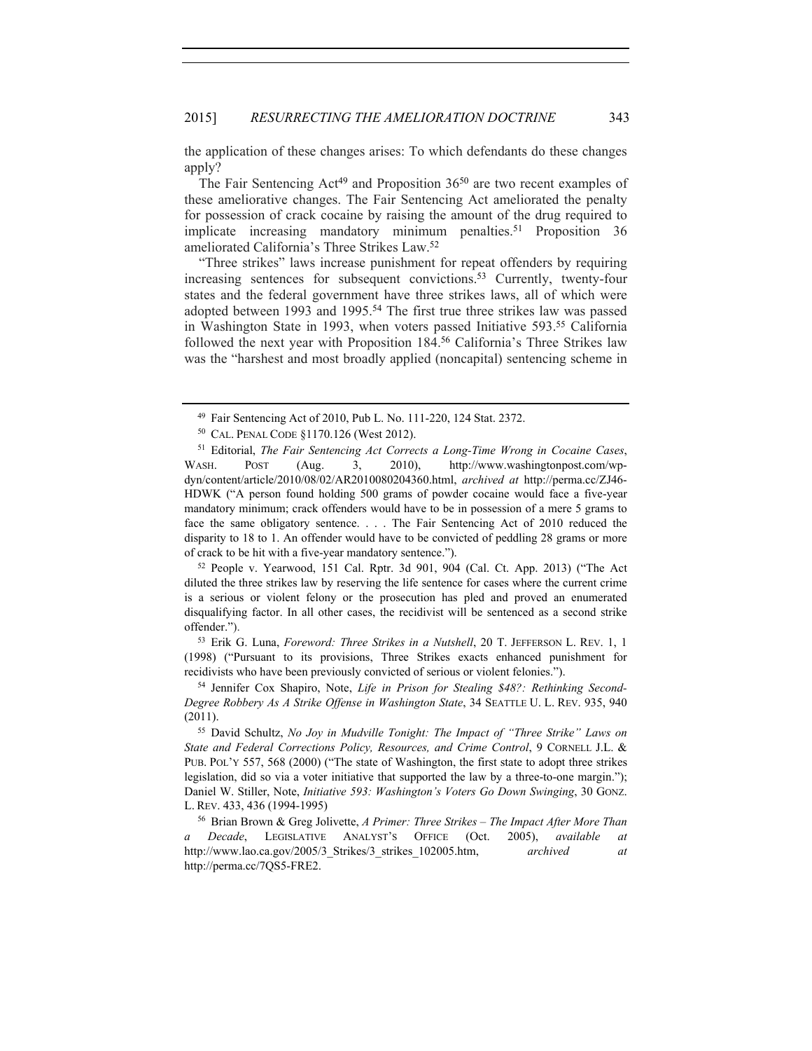the application of these changes arises: To which defendants do these changes apply?

The Fair Sentencing Act[49] and Proposition 36[50] are two recent examples of these ameliorative changes. The Fair Sentencing Act ameliorated the penalty for possession of crack cocaine by raising the amount of the drug required to implicate increasing mandatory minimum penalties.[51] Proposition 36 ameliorated California's Three Strikes Law.[52]

"Three strikes" laws increase punishment for repeat offenders by requiring increasing sentences for subsequent convictions.[53] Currently, twenty-four states and the federal government have three strikes laws, all of which were adopted between 1993 and 1995.[54] The first true three strikes law was passed in Washington State in 1993, when voters passed Initiative 593.[55] California followed the next year with Proposition 184.[56] California's Three Strikes law was the "harshest and most broadly applied (noncapital) sentencing scheme in

---

[49] Fair Sentencing Act of 2010, Pub L. No. 111-220, 124 Stat. 2372.

[50] CAL. PENAL CODE §1170.126 (West 2012).

[51] Editorial, *The Fair Sentencing Act Corrects a Long-Time Wrong in Cocaine Cases*, WASH. POST (Aug. 3, 2010), http://www.washingtonpost.com/wp-dyn/content/article/2010/08/02/AR2010080204360.html, *archived at* http://perma.cc/ZJ46-HDWK ("A person found holding 500 grams of powder cocaine would face a five-year mandatory minimum; crack offenders would have to be in possession of a mere 5 grams to face the same obligatory sentence. . . . The Fair Sentencing Act of 2010 reduced the disparity to 18 to 1. An offender would have to be convicted of peddling 28 grams or more of crack to be hit with a five-year mandatory sentence.").

[52] People v. Yearwood, 151 Cal. Rptr. 3d 901, 904 (Cal. Ct. App. 2013) ("The Act diluted the three strikes law by reserving the life sentence for cases where the current crime is a serious or violent felony or the prosecution has pled and proved an enumerated disqualifying factor. In all other cases, the recidivist will be sentenced as a second strike offender.").

[53] Erik G. Luna, *Foreword: Three Strikes in a Nutshell*, 20 T. JEFFERSON L. REV. 1, 1 (1998) ("Pursuant to its provisions, Three Strikes exacts enhanced punishment for recidivists who have been previously convicted of serious or violent felonies.").

[54] Jennifer Cox Shapiro, Note, *Life in Prison for Stealing $48?: Rethinking Second-Degree Robbery As A Strike Offense in Washington State*, 34 SEATTLE U. L. REV. 935, 940 (2011).

[55] David Schultz, *No Joy in Mudville Tonight: The Impact of "Three Strike" Laws on State and Federal Corrections Policy, Resources, and Crime Control*, 9 CORNELL J.L. & PUB. POL'Y 557, 568 (2000) ("The state of Washington, the first state to adopt three strikes legislation, did so via a voter initiative that supported the law by a three-to-one margin."); Daniel W. Stiller, Note, *Initiative 593: Washington's Voters Go Down Swinging*, 30 GONZ. L. REV. 433, 436 (1994-1995)

[56] Brian Brown & Greg Jolivette, *A Primer: Three Strikes – The Impact After More Than a Decade*, LEGISLATIVE ANALYST'S OFFICE (Oct. 2005), *available at* http://www.lao.ca.gov/2005/3_Strikes/3_strikes_102005.htm, *archived at* http://perma.cc/7QS5-FRE2.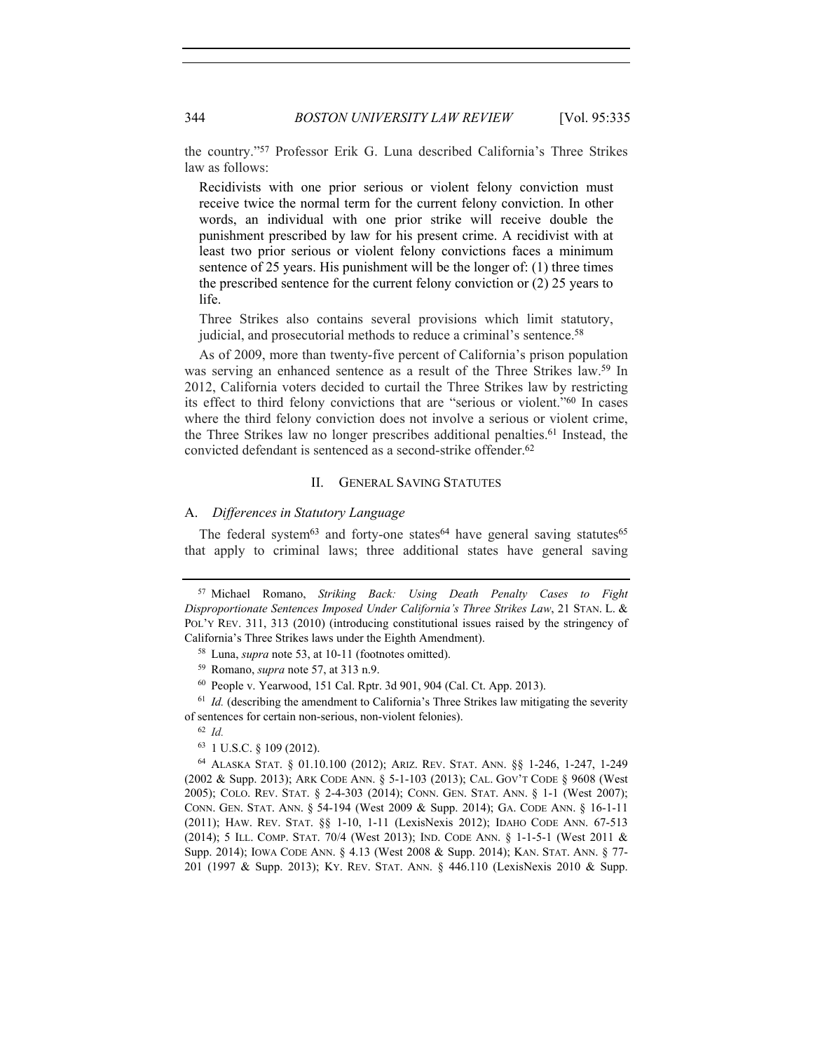the country."[57] Professor Erik G. Luna described California's Three Strikes law as follows:

> Recidivists with one prior serious or violent felony conviction must receive twice the normal term for the current felony conviction. In other words, an individual with one prior strike will receive double the punishment prescribed by law for his present crime. A recidivist with at least two prior serious or violent felony convictions faces a minimum sentence of 25 years. His punishment will be the longer of: (1) three times the prescribed sentence for the current felony conviction or (2) 25 years to life.
>
> Three Strikes also contains several provisions which limit statutory, judicial, and prosecutorial methods to reduce a criminal's sentence.[58]

As of 2009, more than twenty-five percent of California's prison population was serving an enhanced sentence as a result of the Three Strikes law.[59] In 2012, California voters decided to curtail the Three Strikes law by restricting its effect to third felony convictions that are "serious or violent."[60] In cases where the third felony conviction does not involve a serious or violent crime, the Three Strikes law no longer prescribes additional penalties.[61] Instead, the convicted defendant is sentenced as a second-strike offender.[62]

## II. General Saving Statutes

### A. *Differences in Statutory Language*

The federal system[63] and forty-one states[64] have general saving statutes[65] that apply to criminal laws; three additional states have general saving

---

[57] Michael Romano, *Striking Back: Using Death Penalty Cases to Fight Disproportionate Sentences Imposed Under California's Three Strikes Law*, 21 STAN. L. & POL'Y REV. 311, 313 (2010) (introducing constitutional issues raised by the stringency of California's Three Strikes laws under the Eighth Amendment).

[58] Luna, *supra* note 53, at 10-11 (footnotes omitted).

[59] Romano, *supra* note 57, at 313 n.9.

[60] People v. Yearwood, 151 Cal. Rptr. 3d 901, 904 (Cal. Ct. App. 2013).

[61] *Id.* (describing the amendment to California's Three Strikes law mitigating the severity of sentences for certain non-serious, non-violent felonies).

[62] *Id.*

[63] 1 U.S.C. § 109 (2012).

[64] ALASKA STAT. § 01.10.100 (2012); ARIZ. REV. STAT. ANN. §§ 1-246, 1-247, 1-249 (2002 & Supp. 2013); ARK CODE ANN. § 5-1-103 (2013); CAL. GOV'T CODE § 9608 (West 2005); COLO. REV. STAT. § 2-4-303 (2014); CONN. GEN. STAT. ANN. § 1-1 (West 2007); CONN. GEN. STAT. ANN. § 54-194 (West 2009 & Supp. 2014); GA. CODE ANN. § 16-1-11 (2011); HAW. REV. STAT. §§ 1-10, 1-11 (LexisNexis 2012); IDAHO CODE ANN. 67-513 (2014); 5 ILL. COMP. STAT. 70/4 (West 2013); IND. CODE ANN. § 1-1-5-1 (West 2011 & Supp. 2014); IOWA CODE ANN. § 4.13 (West 2008 & Supp. 2014); KAN. STAT. ANN. § 77-201 (1997 & Supp. 2013); KY. REV. STAT. ANN. § 446.110 (LexisNexis 2010 & Supp.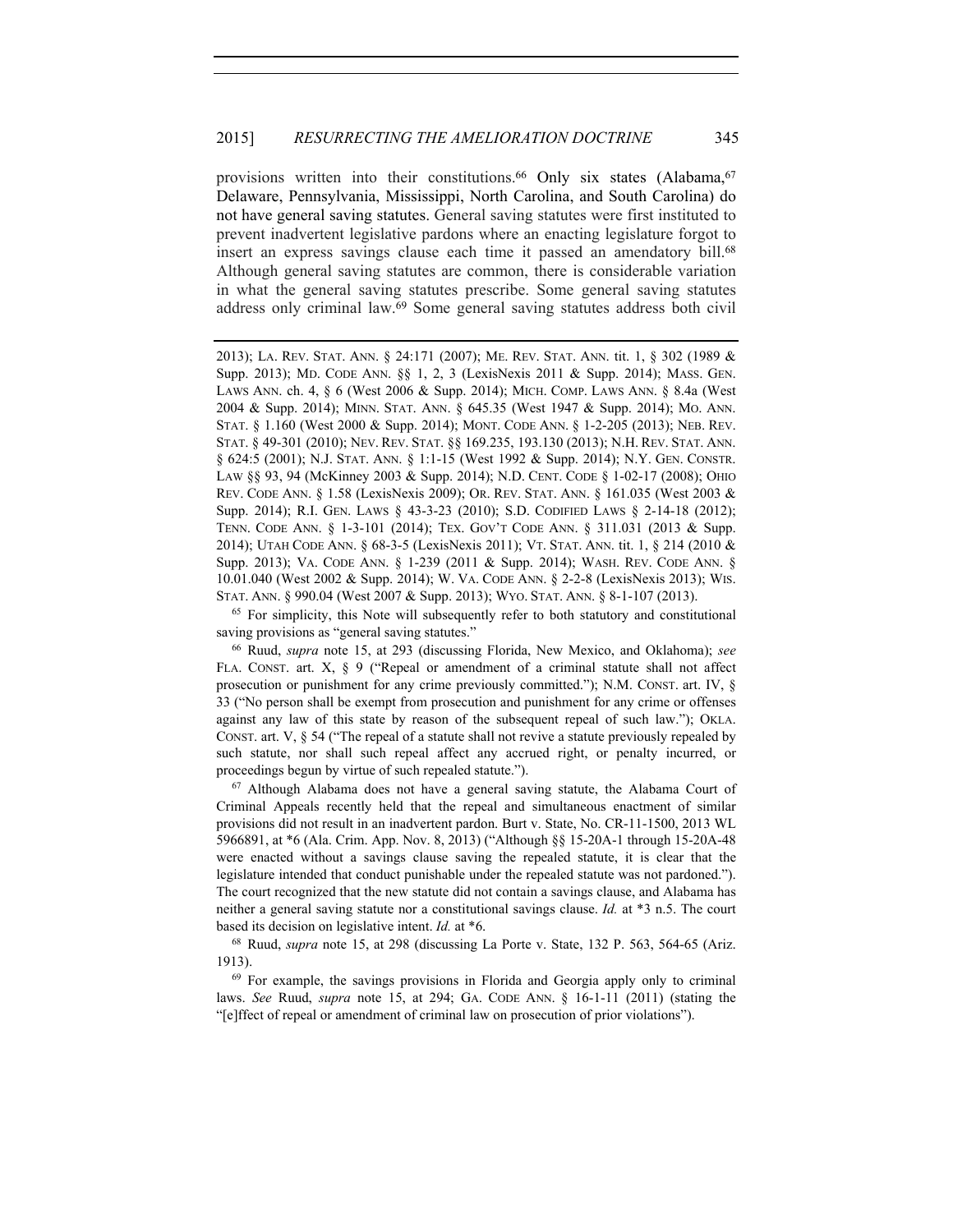provisions written into their constitutions.[66] Only six states (Alabama,[67] Delaware, Pennsylvania, Mississippi, North Carolina, and South Carolina) do not have general saving statutes. General saving statutes were first instituted to prevent inadvertent legislative pardons where an enacting legislature forgot to insert an express savings clause each time it passed an amendatory bill.[68] Although general saving statutes are common, there is considerable variation in what the general saving statutes prescribe. Some general saving statutes address only criminal law.[69] Some general saving statutes address both civil

---

2013); LA. REV. STAT. ANN. § 24:171 (2007); ME. REV. STAT. ANN. tit. 1, § 302 (1989 & Supp. 2013); MD. CODE ANN. §§ 1, 2, 3 (LexisNexis 2011 & Supp. 2014); MASS. GEN. LAWS ANN. ch. 4, § 6 (West 2006 & Supp. 2014); MICH. COMP. LAWS ANN. § 8.4a (West 2004 & Supp. 2014); MINN. STAT. ANN. § 645.35 (West 1947 & Supp. 2014); MO. ANN. STAT. § 1.160 (West 2000 & Supp. 2014); MONT. CODE ANN. § 1-2-205 (2013); NEB. REV. STAT. § 49-301 (2010); NEV. REV. STAT. §§ 169.235, 193.130 (2013); N.H. REV. STAT. ANN. § 624:5 (2001); N.J. STAT. ANN. § 1:1-15 (West 1992 & Supp. 2014); N.Y. GEN. CONSTR. LAW §§ 93, 94 (McKinney 2003 & Supp. 2014); N.D. CENT. CODE § 1-02-17 (2008); OHIO REV. CODE ANN. § 1.58 (LexisNexis 2009); OR. REV. STAT. ANN. § 161.035 (West 2003 & Supp. 2014); R.I. GEN. LAWS § 43-3-23 (2010); S.D. CODIFIED LAWS § 2-14-18 (2012); TENN. CODE ANN. § 1-3-101 (2014); TEX. GOV'T CODE ANN. § 311.031 (2013 & Supp. 2014); UTAH CODE ANN. § 68-3-5 (LexisNexis 2011); VT. STAT. ANN. tit. 1, § 214 (2010 & Supp. 2013); VA. CODE ANN. § 1-239 (2011 & Supp. 2014); WASH. REV. CODE ANN. § 10.01.040 (West 2002 & Supp. 2014); W. VA. CODE ANN. § 2-2-8 (LexisNexis 2013); WIS. STAT. ANN. § 990.04 (West 2007 & Supp. 2013); WYO. STAT. ANN. § 8-1-107 (2013).

[65] For simplicity, this Note will subsequently refer to both statutory and constitutional saving provisions as "general saving statutes."

[66] Ruud, *supra* note 15, at 293 (discussing Florida, New Mexico, and Oklahoma); *see* FLA. CONST. art. X, § 9 ("Repeal or amendment of a criminal statute shall not affect prosecution or punishment for any crime previously committed."); N.M. CONST. art. IV, § 33 ("No person shall be exempt from prosecution and punishment for any crime or offenses against any law of this state by reason of the subsequent repeal of such law."); OKLA. CONST. art. V, § 54 ("The repeal of a statute shall not revive a statute previously repealed by such statute, nor shall such repeal affect any accrued right, or penalty incurred, or proceedings begun by virtue of such repealed statute.").

[67] Although Alabama does not have a general saving statute, the Alabama Court of Criminal Appeals recently held that the repeal and simultaneous enactment of similar provisions did not result in an inadvertent pardon. Burt v. State, No. CR-11-1500, 2013 WL 5966891, at *6 (Ala. Crim. App. Nov. 8, 2013) ("Although §§ 15-20A-1 through 15-20A-48 were enacted without a savings clause saving the repealed statute, it is clear that the legislature intended that conduct punishable under the repealed statute was not pardoned."). The court recognized that the new statute did not contain a savings clause, and Alabama has neither a general saving statute nor a constitutional savings clause. *Id.* at *3 n.5. The court based its decision on legislative intent. *Id.* at *6.

[68] Ruud, *supra* note 15, at 298 (discussing La Porte v. State, 132 P. 563, 564-65 (Ariz. 1913).

[69] For example, the savings provisions in Florida and Georgia apply only to criminal laws. *See* Ruud, *supra* note 15, at 294; GA. CODE ANN. § 16-1-11 (2011) (stating the "[e]ffect of repeal or amendment of criminal law on prosecution of prior violations").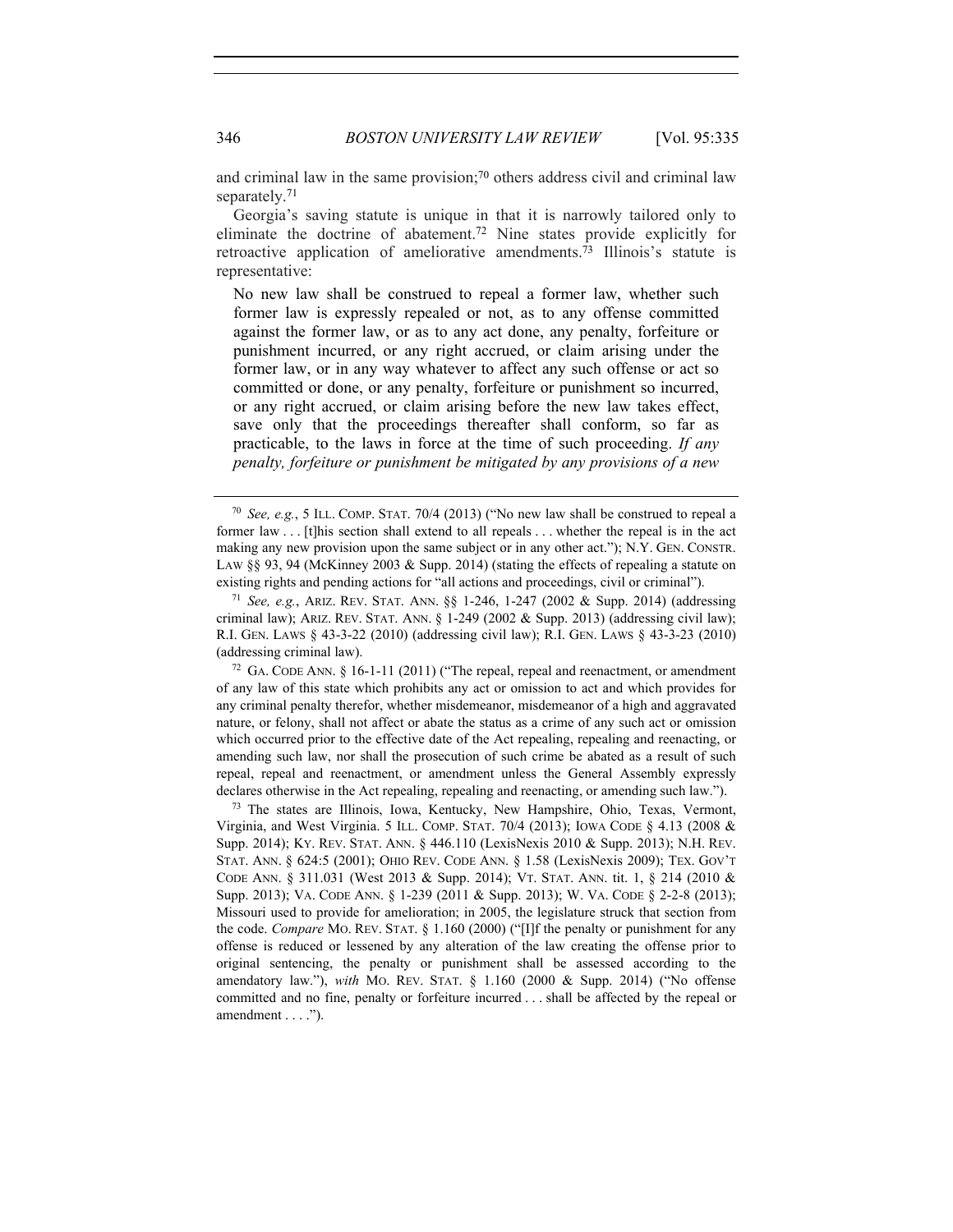and criminal law in the same provision;[70] others address civil and criminal law separately.[71]

Georgia's saving statute is unique in that it is narrowly tailored only to eliminate the doctrine of abatement.[72] Nine states provide explicitly for retroactive application of ameliorative amendments.[73] Illinois's statute is representative:

> No new law shall be construed to repeal a former law, whether such former law is expressly repealed or not, as to any offense committed against the former law, or as to any act done, any penalty, forfeiture or punishment incurred, or any right accrued, or claim arising under the former law, or in any way whatever to affect any such offense or act so committed or done, or any penalty, forfeiture or punishment so incurred, or any right accrued, or claim arising before the new law takes effect, save only that the proceedings thereafter shall conform, so far as practicable, to the laws in force at the time of such proceeding. *If any penalty, forfeiture or punishment be mitigated by any provisions of a new*

---

[70] *See, e.g.*, 5 ILL. COMP. STAT. 70/4 (2013) ("No new law shall be construed to repeal a former law . . . [t]his section shall extend to all repeals . . . whether the repeal is in the act making any new provision upon the same subject or in any other act."); N.Y. GEN. CONSTR. LAW §§ 93, 94 (McKinney 2003 & Supp. 2014) (stating the effects of repealing a statute on existing rights and pending actions for "all actions and proceedings, civil or criminal").

[71] *See, e.g.*, ARIZ. REV. STAT. ANN. §§ 1-246, 1-247 (2002 & Supp. 2014) (addressing criminal law); ARIZ. REV. STAT. ANN. § 1-249 (2002 & Supp. 2013) (addressing civil law); R.I. GEN. LAWS § 43-3-22 (2010) (addressing civil law); R.I. GEN. LAWS § 43-3-23 (2010) (addressing criminal law).

[72] GA. CODE ANN. § 16-1-11 (2011) ("The repeal, repeal and reenactment, or amendment of any law of this state which prohibits any act or omission to act and which provides for any criminal penalty therefor, whether misdemeanor, misdemeanor of a high and aggravated nature, or felony, shall not affect or abate the status as a crime of any such act or omission which occurred prior to the effective date of the Act repealing, repealing and reenacting, or amending such law, nor shall the prosecution of such crime be abated as a result of such repeal, repeal and reenactment, or amendment unless the General Assembly expressly declares otherwise in the Act repealing, repealing and reenacting, or amending such law.").

[73] The states are Illinois, Iowa, Kentucky, New Hampshire, Ohio, Texas, Vermont, Virginia, and West Virginia. 5 ILL. COMP. STAT. 70/4 (2013); IOWA CODE § 4.13 (2008 & Supp. 2014); KY. REV. STAT. ANN. § 446.110 (LexisNexis 2010 & Supp. 2013); N.H. REV. STAT. ANN. § 624:5 (2001); OHIO REV. CODE ANN. § 1.58 (LexisNexis 2009); TEX. GOV'T CODE ANN. § 311.031 (West 2013 & Supp. 2014); VT. STAT. ANN. tit. 1, § 214 (2010 & Supp. 2013); VA. CODE ANN. § 1-239 (2011 & Supp. 2013); W. VA. CODE § 2-2-8 (2013); Missouri used to provide for amelioration; in 2005, the legislature struck that section from the code. *Compare* MO. REV. STAT. § 1.160 (2000) ("[I]f the penalty or punishment for any offense is reduced or lessened by any alteration of the law creating the offense prior to original sentencing, the penalty or punishment shall be assessed according to the amendatory law."), *with* MO. REV. STAT. § 1.160 (2000 & Supp. 2014) ("No offense committed and no fine, penalty or forfeiture incurred . . . shall be affected by the repeal or amendment . . . .").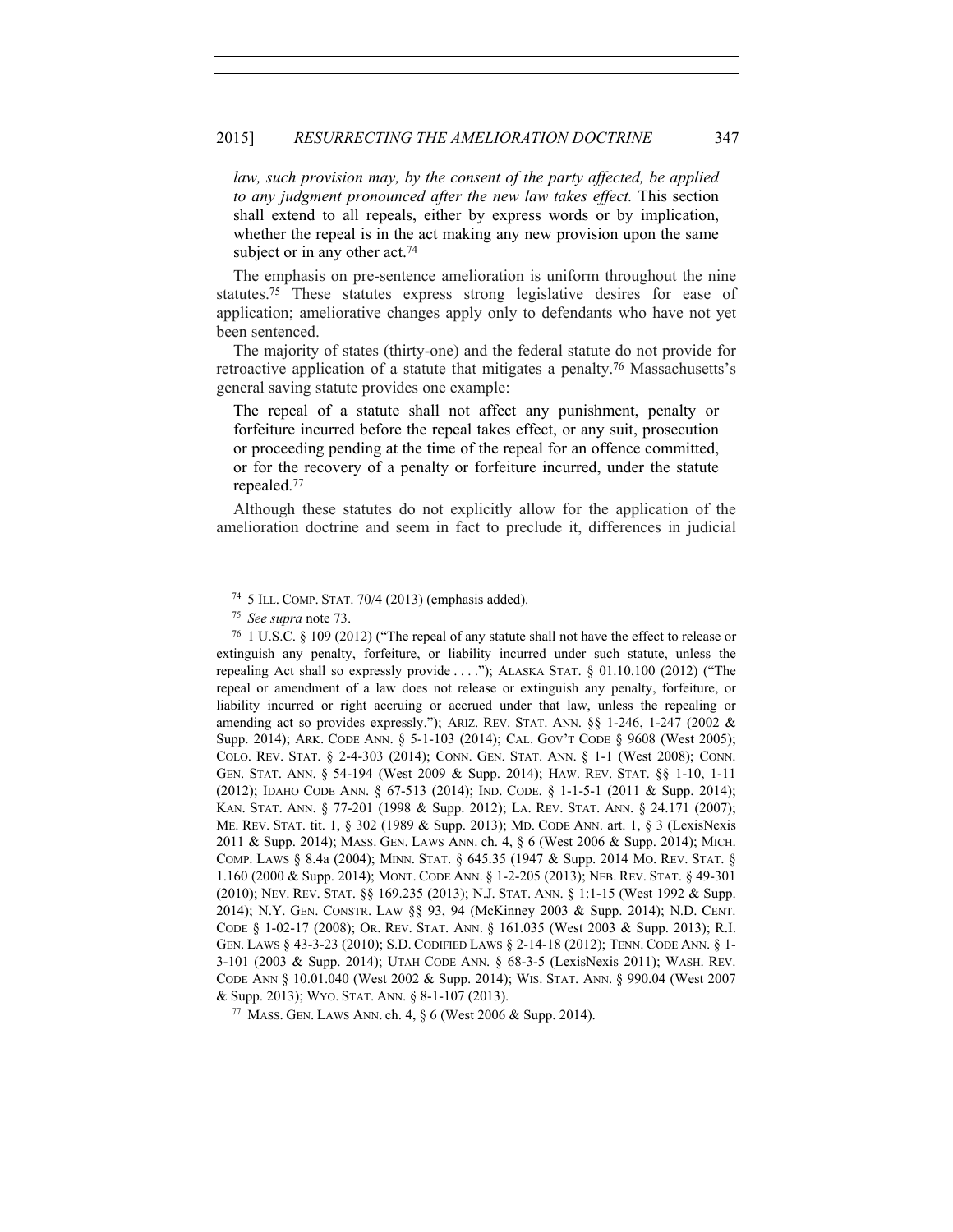*law, such provision may, by the consent of the party affected, be applied to any judgment pronounced after the new law takes effect.* This section shall extend to all repeals, either by express words or by implication, whether the repeal is in the act making any new provision upon the same subject or in any other act.[74]

The emphasis on pre-sentence amelioration is uniform throughout the nine statutes.[75] These statutes express strong legislative desires for ease of application; ameliorative changes apply only to defendants who have not yet been sentenced.

The majority of states (thirty-one) and the federal statute do not provide for retroactive application of a statute that mitigates a penalty.[76] Massachusetts's general saving statute provides one example:

> The repeal of a statute shall not affect any punishment, penalty or forfeiture incurred before the repeal takes effect, or any suit, prosecution or proceeding pending at the time of the repeal for an offence committed, or for the recovery of a penalty or forfeiture incurred, under the statute repealed.[77]

Although these statutes do not explicitly allow for the application of the amelioration doctrine and seem in fact to preclude it, differences in judicial

---

[74] 5 ILL. COMP. STAT. 70/4 (2013) (emphasis added).

[75] *See supra* note 73.

[76] 1 U.S.C. § 109 (2012) ("The repeal of any statute shall not have the effect to release or extinguish any penalty, forfeiture, or liability incurred under such statute, unless the repealing Act shall so expressly provide . . . ."); ALASKA STAT. § 01.10.100 (2012) ("The repeal or amendment of a law does not release or extinguish any penalty, forfeiture, or liability incurred or right accruing or accrued under that law, unless the repealing or amending act so provides expressly."); ARIZ. REV. STAT. ANN. §§ 1-246, 1-247 (2002 & Supp. 2014); ARK. CODE ANN. § 5-1-103 (2014); CAL. GOV'T CODE § 9608 (West 2005); COLO. REV. STAT. § 2-4-303 (2014); CONN. GEN. STAT. ANN. § 1-1 (West 2008); CONN. GEN. STAT. ANN. § 54-194 (West 2009 & Supp. 2014); HAW. REV. STAT. §§ 1-10, 1-11 (2012); IDAHO CODE ANN. § 67-513 (2014); IND. CODE. § 1-1-5-1 (2011 & Supp. 2014); KAN. STAT. ANN. § 77-201 (1998 & Supp. 2012); LA. REV. STAT. ANN. § 24.171 (2007); ME. REV. STAT. tit. 1, § 302 (1989 & Supp. 2013); MD. CODE ANN. art. 1, § 3 (LexisNexis 2011 & Supp. 2014); MASS. GEN. LAWS ANN. ch. 4, § 6 (West 2006 & Supp. 2014); MICH. COMP. LAWS § 8.4a (2004); MINN. STAT. § 645.35 (1947 & Supp. 2014 MO. REV. STAT. § 1.160 (2000 & Supp. 2014); MONT. CODE ANN. § 1-2-205 (2013); NEB. REV. STAT. § 49-301 (2010); NEV. REV. STAT. §§ 169.235 (2013); N.J. STAT. ANN. § 1:1-15 (West 1992 & Supp. 2014); N.Y. GEN. CONSTR. LAW §§ 93, 94 (McKinney 2003 & Supp. 2014); N.D. CENT. CODE § 1-02-17 (2008); OR. REV. STAT. ANN. § 161.035 (West 2003 & Supp. 2013); R.I. GEN. LAWS § 43-3-23 (2010); S.D. CODIFIED LAWS § 2-14-18 (2012); TENN. CODE ANN. § 1-3-101 (2003 & Supp. 2014); UTAH CODE ANN. § 68-3-5 (LexisNexis 2011); WASH. REV. CODE ANN § 10.01.040 (West 2002 & Supp. 2014); WIS. STAT. ANN. § 990.04 (West 2007 & Supp. 2013); WYO. STAT. ANN. § 8-1-107 (2013).

[77] MASS. GEN. LAWS ANN. ch. 4, § 6 (West 2006 & Supp. 2014).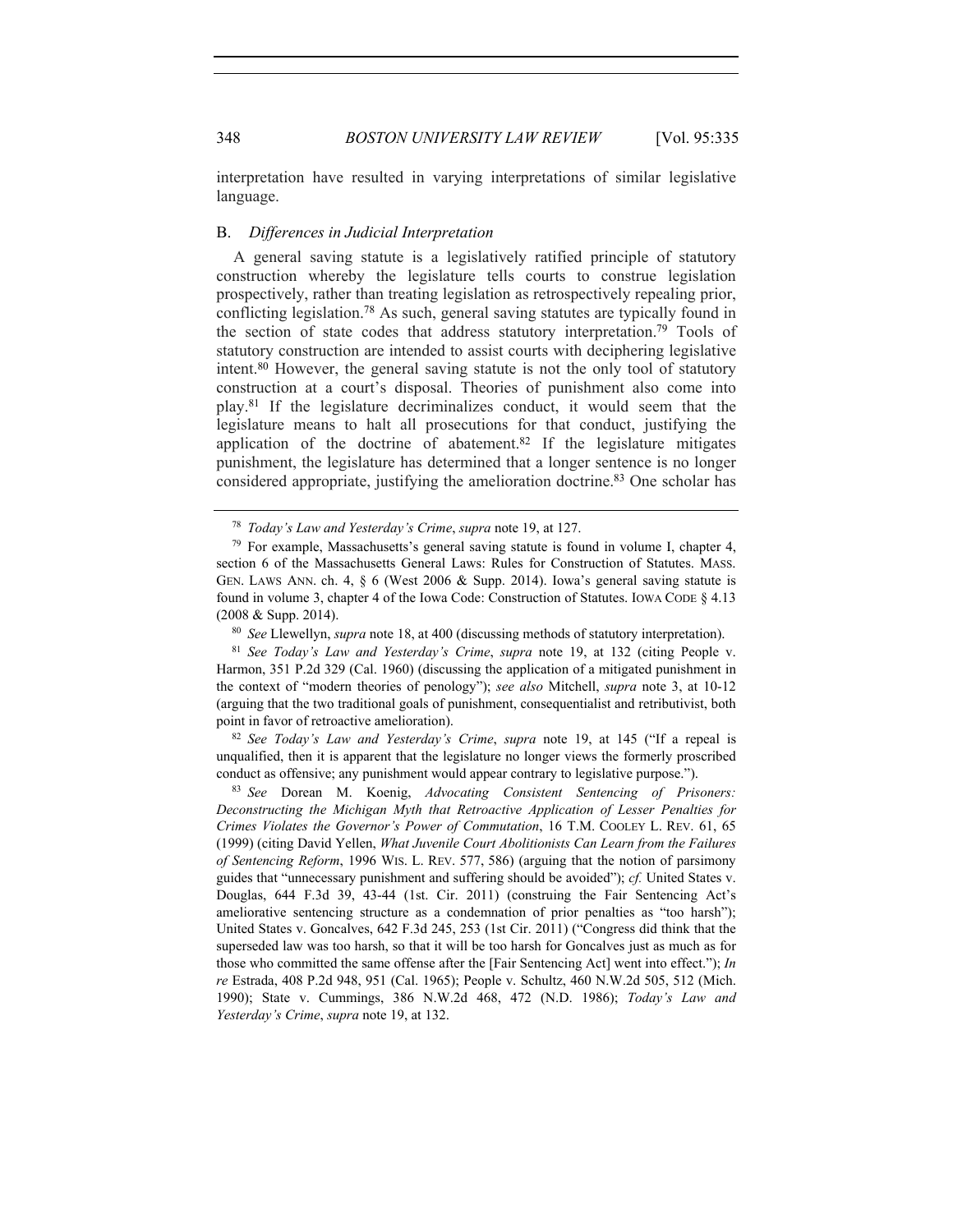interpretation have resulted in varying interpretations of similar legislative language.

## B. *Differences in Judicial Interpretation*

A general saving statute is a legislatively ratified principle of statutory construction whereby the legislature tells courts to construe legislation prospectively, rather than treating legislation as retrospectively repealing prior, conflicting legislation.[78] As such, general saving statutes are typically found in the section of state codes that address statutory interpretation.[79] Tools of statutory construction are intended to assist courts with deciphering legislative intent.[80] However, the general saving statute is not the only tool of statutory construction at a court's disposal. Theories of punishment also come into play.[81] If the legislature decriminalizes conduct, it would seem that the legislature means to halt all prosecutions for that conduct, justifying the application of the doctrine of abatement.[82] If the legislature mitigates punishment, the legislature has determined that a longer sentence is no longer considered appropriate, justifying the amelioration doctrine.[83] One scholar has

---

[78] *Today's Law and Yesterday's Crime*, *supra* note 19, at 127.

[79] For example, Massachusetts's general saving statute is found in volume I, chapter 4, section 6 of the Massachusetts General Laws: Rules for Construction of Statutes. MASS. GEN. LAWS ANN. ch. 4, § 6 (West 2006 & Supp. 2014). Iowa's general saving statute is found in volume 3, chapter 4 of the Iowa Code: Construction of Statutes. IOWA CODE § 4.13 (2008 & Supp. 2014).

[80] *See* Llewellyn, *supra* note 18, at 400 (discussing methods of statutory interpretation).

[81] *See Today's Law and Yesterday's Crime*, *supra* note 19, at 132 (citing People v. Harmon, 351 P.2d 329 (Cal. 1960) (discussing the application of a mitigated punishment in the context of "modern theories of penology"); *see also* Mitchell, *supra* note 3, at 10-12 (arguing that the two traditional goals of punishment, consequentialist and retributivist, both point in favor of retroactive amelioration).

[82] *See Today's Law and Yesterday's Crime*, *supra* note 19, at 145 ("If a repeal is unqualified, then it is apparent that the legislature no longer views the formerly proscribed conduct as offensive; any punishment would appear contrary to legislative purpose.").

[83] *See* Dorean M. Koenig, *Advocating Consistent Sentencing of Prisoners: Deconstructing the Michigan Myth that Retroactive Application of Lesser Penalties for Crimes Violates the Governor's Power of Commutation*, 16 T.M. COOLEY L. REV. 61, 65 (1999) (citing David Yellen, *What Juvenile Court Abolitionists Can Learn from the Failures of Sentencing Reform*, 1996 WIS. L. REV. 577, 586) (arguing that the notion of parsimony guides that "unnecessary punishment and suffering should be avoided"); *cf.* United States v. Douglas, 644 F.3d 39, 43-44 (1st. Cir. 2011) (construing the Fair Sentencing Act's ameliorative sentencing structure as a condemnation of prior penalties as "too harsh"); United States v. Goncalves, 642 F.3d 245, 253 (1st Cir. 2011) ("Congress did think that the superseded law was too harsh, so that it will be too harsh for Goncalves just as much as for those who committed the same offense after the [Fair Sentencing Act] went into effect."); *In re* Estrada, 408 P.2d 948, 951 (Cal. 1965); People v. Schultz, 460 N.W.2d 505, 512 (Mich. 1990); State v. Cummings, 386 N.W.2d 468, 472 (N.D. 1986); *Today's Law and Yesterday's Crime*, *supra* note 19, at 132.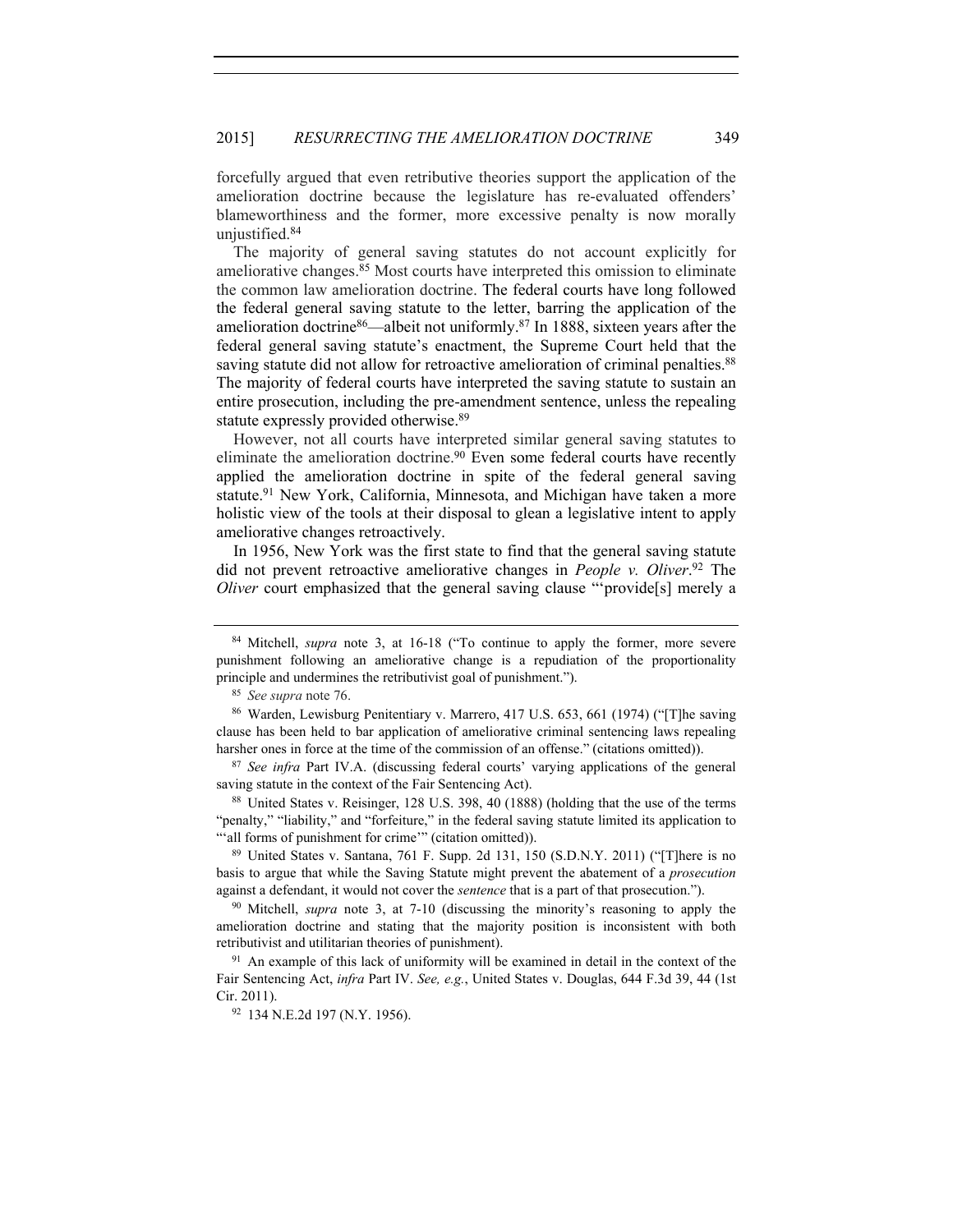forcefully argued that even retributive theories support the application of the amelioration doctrine because the legislature has re-evaluated offenders' blameworthiness and the former, more excessive penalty is now morally unjustified.[84]

The majority of general saving statutes do not account explicitly for ameliorative changes.[85] Most courts have interpreted this omission to eliminate the common law amelioration doctrine. The federal courts have long followed the federal general saving statute to the letter, barring the application of the amelioration doctrine[86]—albeit not uniformly.[87] In 1888, sixteen years after the federal general saving statute's enactment, the Supreme Court held that the saving statute did not allow for retroactive amelioration of criminal penalties.[88] The majority of federal courts have interpreted the saving statute to sustain an entire prosecution, including the pre-amendment sentence, unless the repealing statute expressly provided otherwise.[89]

However, not all courts have interpreted similar general saving statutes to eliminate the amelioration doctrine.[90] Even some federal courts have recently applied the amelioration doctrine in spite of the federal general saving statute.[91] New York, California, Minnesota, and Michigan have taken a more holistic view of the tools at their disposal to glean a legislative intent to apply ameliorative changes retroactively.

In 1956, New York was the first state to find that the general saving statute did not prevent retroactive ameliorative changes in *People v. Oliver*.[92] The *Oliver* court emphasized that the general saving clause "'provide[s] merely a

---

[84] Mitchell, *supra* note 3, at 16-18 ("To continue to apply the former, more severe punishment following an ameliorative change is a repudiation of the proportionality principle and undermines the retributivist goal of punishment.").

[85] *See supra* note 76.

[86] Warden, Lewisburg Penitentiary v. Marrero, 417 U.S. 653, 661 (1974) ("[T]he saving clause has been held to bar application of ameliorative criminal sentencing laws repealing harsher ones in force at the time of the commission of an offense." (citations omitted)).

[87] *See infra* Part IV.A. (discussing federal courts' varying applications of the general saving statute in the context of the Fair Sentencing Act).

[88] United States v. Reisinger, 128 U.S. 398, 40 (1888) (holding that the use of the terms "penalty," "liability," and "forfeiture," in the federal saving statute limited its application to "'all forms of punishment for crime'" (citation omitted)).

[89] United States v. Santana, 761 F. Supp. 2d 131, 150 (S.D.N.Y. 2011) ("[T]here is no basis to argue that while the Saving Statute might prevent the abatement of a *prosecution* against a defendant, it would not cover the *sentence* that is a part of that prosecution.").

[90] Mitchell, *supra* note 3, at 7-10 (discussing the minority's reasoning to apply the amelioration doctrine and stating that the majority position is inconsistent with both retributivist and utilitarian theories of punishment).

[91] An example of this lack of uniformity will be examined in detail in the context of the Fair Sentencing Act, *infra* Part IV. *See, e.g.*, United States v. Douglas, 644 F.3d 39, 44 (1st Cir. 2011).

[92] 134 N.E.2d 197 (N.Y. 1956).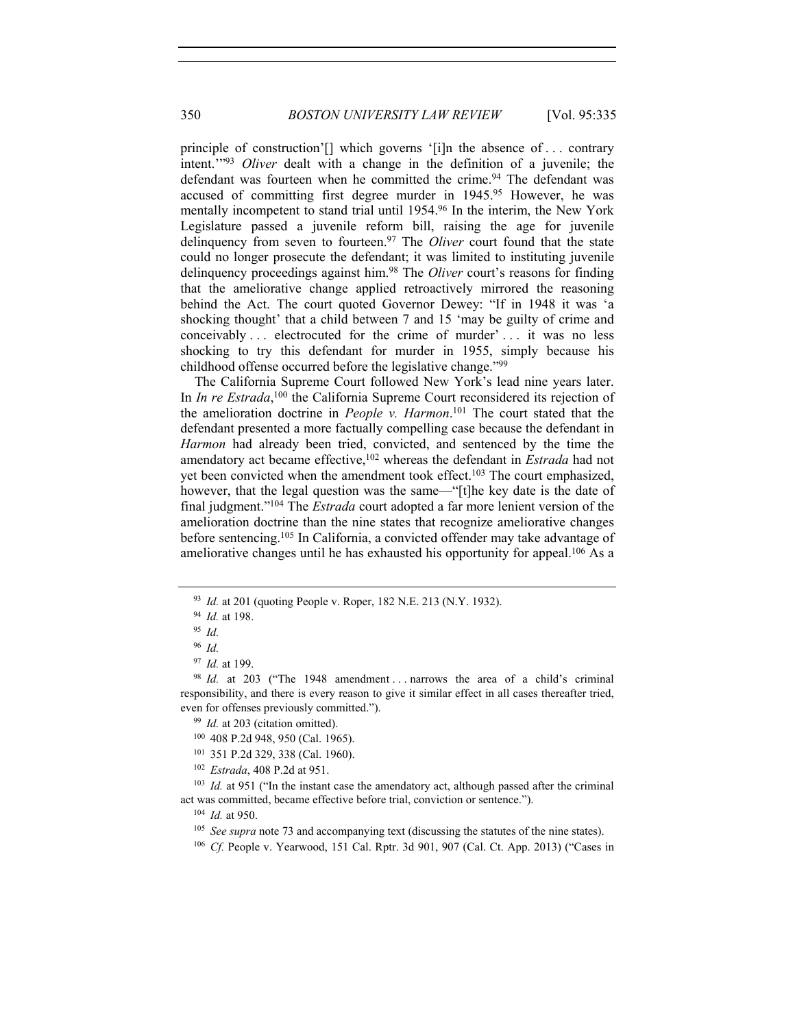principle of construction'[] which governs '[i]n the absence of . . . contrary intent.'"[93] *Oliver* dealt with a change in the definition of a juvenile; the defendant was fourteen when he committed the crime.[94] The defendant was accused of committing first degree murder in 1945.[95] However, he was mentally incompetent to stand trial until 1954.[96] In the interim, the New York Legislature passed a juvenile reform bill, raising the age for juvenile delinquency from seven to fourteen.[97] The *Oliver* court found that the state could no longer prosecute the defendant; it was limited to instituting juvenile delinquency proceedings against him.[98] The *Oliver* court's reasons for finding that the ameliorative change applied retroactively mirrored the reasoning behind the Act. The court quoted Governor Dewey: "If in 1948 it was 'a shocking thought' that a child between 7 and 15 'may be guilty of crime and conceivably . . . electrocuted for the crime of murder' . . . it was no less shocking to try this defendant for murder in 1955, simply because his childhood offense occurred before the legislative change."[99]

The California Supreme Court followed New York's lead nine years later. In *In re Estrada*,[100] the California Supreme Court reconsidered its rejection of the amelioration doctrine in *People v. Harmon*.[101] The court stated that the defendant presented a more factually compelling case because the defendant in *Harmon* had already been tried, convicted, and sentenced by the time the amendatory act became effective,[102] whereas the defendant in *Estrada* had not yet been convicted when the amendment took effect.[103] The court emphasized, however, that the legal question was the same—"[t]he key date is the date of final judgment."[104] The *Estrada* court adopted a far more lenient version of the amelioration doctrine than the nine states that recognize ameliorative changes before sentencing.[105] In California, a convicted offender may take advantage of ameliorative changes until he has exhausted his opportunity for appeal.[106] As a

---

[93] *Id.* at 201 (quoting People v. Roper, 182 N.E. 213 (N.Y. 1932).

[94] *Id.* at 198.

[95] *Id.*

[96] *Id.*

[97] *Id.* at 199.

[98] *Id.* at 203 ("The 1948 amendment . . . narrows the area of a child's criminal responsibility, and there is every reason to give it similar effect in all cases thereafter tried, even for offenses previously committed.").

[99] *Id.* at 203 (citation omitted).

[100] 408 P.2d 948, 950 (Cal. 1965).

[101] 351 P.2d 329, 338 (Cal. 1960).

[102] *Estrada*, 408 P.2d at 951.

[103] *Id.* at 951 ("In the instant case the amendatory act, although passed after the criminal act was committed, became effective before trial, conviction or sentence.").

[104] *Id.* at 950.

[105] *See supra* note 73 and accompanying text (discussing the statutes of the nine states).

[106] *Cf.* People v. Yearwood, 151 Cal. Rptr. 3d 901, 907 (Cal. Ct. App. 2013) ("Cases in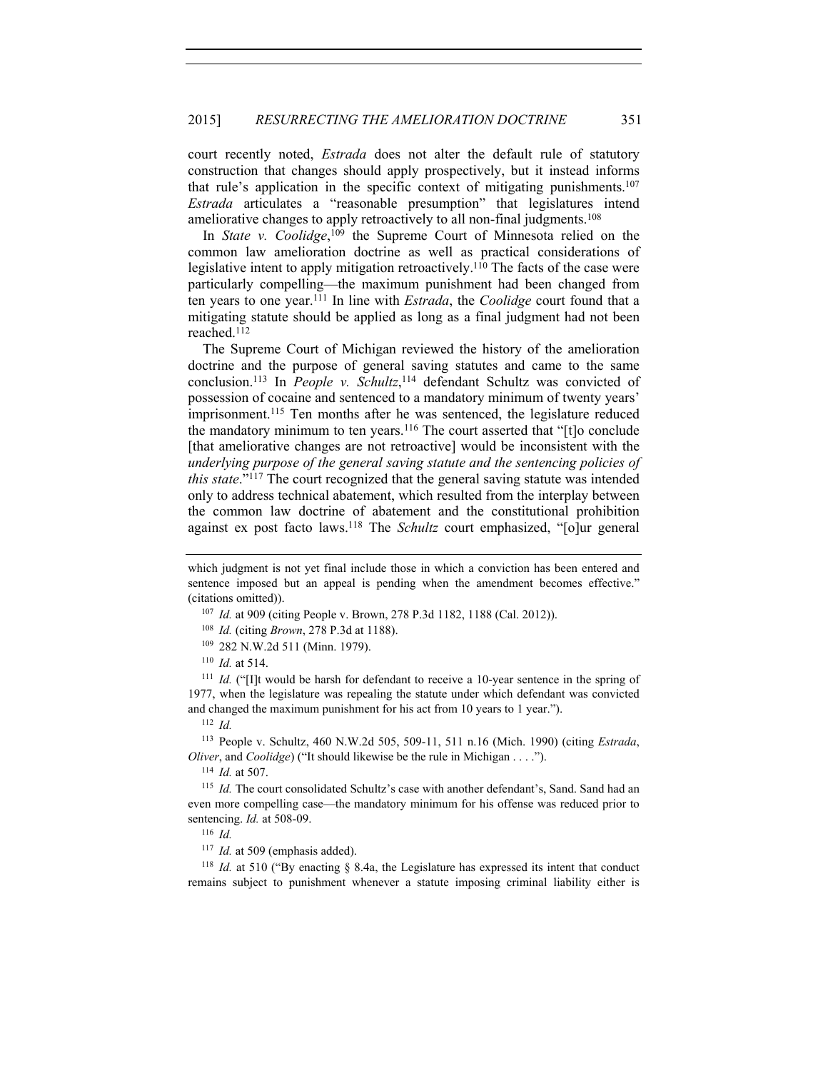court recently noted, *Estrada* does not alter the default rule of statutory construction that changes should apply prospectively, but it instead informs that rule's application in the specific context of mitigating punishments.[107] *Estrada* articulates a "reasonable presumption" that legislatures intend ameliorative changes to apply retroactively to all non-final judgments.[108]

In *State v. Coolidge*,[109] the Supreme Court of Minnesota relied on the common law amelioration doctrine as well as practical considerations of legislative intent to apply mitigation retroactively.[110] The facts of the case were particularly compelling—the maximum punishment had been changed from ten years to one year.[111] In line with *Estrada*, the *Coolidge* court found that a mitigating statute should be applied as long as a final judgment had not been reached.[112]

The Supreme Court of Michigan reviewed the history of the amelioration doctrine and the purpose of general saving statutes and came to the same conclusion.[113] In *People v. Schultz*,[114] defendant Schultz was convicted of possession of cocaine and sentenced to a mandatory minimum of twenty years' imprisonment.[115] Ten months after he was sentenced, the legislature reduced the mandatory minimum to ten years.[116] The court asserted that "[t]o conclude [that ameliorative changes are not retroactive] would be inconsistent with the *underlying purpose of the general saving statute and the sentencing policies of this state*."[117] The court recognized that the general saving statute was intended only to address technical abatement, which resulted from the interplay between the common law doctrine of abatement and the constitutional prohibition against ex post facto laws.[118] The *Schultz* court emphasized, "[o]ur general

---

which judgment is not yet final include those in which a conviction has been entered and sentence imposed but an appeal is pending when the amendment becomes effective." (citations omitted)).

[107] *Id.* at 909 (citing People v. Brown, 278 P.3d 1182, 1188 (Cal. 2012)).

[108] *Id.* (citing *Brown*, 278 P.3d at 1188).

[109] 282 N.W.2d 511 (Minn. 1979).

[110] *Id.* at 514.

[111] *Id.* ("[I]t would be harsh for defendant to receive a 10-year sentence in the spring of 1977, when the legislature was repealing the statute under which defendant was convicted and changed the maximum punishment for his act from 10 years to 1 year.").

[112] *Id.*

[113] People v. Schultz, 460 N.W.2d 505, 509-11, 511 n.16 (Mich. 1990) (citing *Estrada*, *Oliver*, and *Coolidge*) ("It should likewise be the rule in Michigan . . . .").

[114] *Id.* at 507.

[115] *Id.* The court consolidated Schultz's case with another defendant's, Sand. Sand had an even more compelling case—the mandatory minimum for his offense was reduced prior to sentencing. *Id.* at 508-09.

[116] *Id.*

[117] *Id.* at 509 (emphasis added).

[118] *Id.* at 510 ("By enacting § 8.4a, the Legislature has expressed its intent that conduct remains subject to punishment whenever a statute imposing criminal liability either is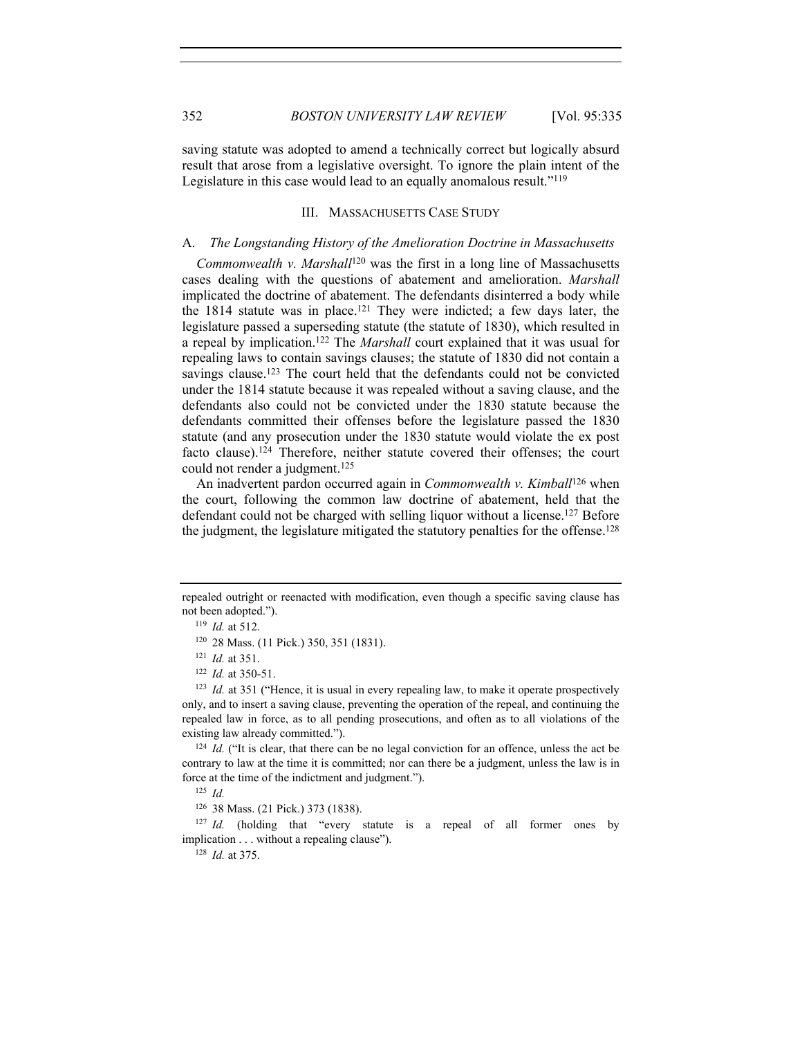saving statute was adopted to amend a technically correct but logically absurd result that arose from a legislative oversight. To ignore the plain intent of the Legislature in this case would lead to an equally anomalous result."[119]

## III. MASSACHUSETTS CASE STUDY

### A. *The Longstanding History of the Amelioration Doctrine in Massachusetts*

*Commonwealth v. Marshall*[120] was the first in a long line of Massachusetts cases dealing with the questions of abatement and amelioration. *Marshall* implicated the doctrine of abatement. The defendants disinterred a body while the 1814 statute was in place.[121] They were indicted; a few days later, the legislature passed a superseding statute (the statute of 1830), which resulted in a repeal by implication.[122] The *Marshall* court explained that it was usual for repealing laws to contain savings clauses; the statute of 1830 did not contain a savings clause.[123] The court held that the defendants could not be convicted under the 1814 statute because it was repealed without a saving clause, and the defendants also could not be convicted under the 1830 statute because the defendants committed their offenses before the legislature passed the 1830 statute (and any prosecution under the 1830 statute would violate the ex post facto clause).[124] Therefore, neither statute covered their offenses; the court could not render a judgment.[125]

An inadvertent pardon occurred again in *Commonwealth v. Kimball*[126] when the court, following the common law doctrine of abatement, held that the defendant could not be charged with selling liquor without a license.[127] Before the judgment, the legislature mitigated the statutory penalties for the offense.[128]

---

repealed outright or reenacted with modification, even though a specific saving clause has not been adopted.").

[119] *Id.* at 512.

[120] 28 Mass. (11 Pick.) 350, 351 (1831).

[121] *Id.* at 351.

[122] *Id.* at 350-51.

[123] *Id.* at 351 ("Hence, it is usual in every repealing law, to make it operate prospectively only, and to insert a saving clause, preventing the operation of the repeal, and continuing the repealed law in force, as to all pending prosecutions, and often as to all violations of the existing law already committed.").

[124] *Id.* ("It is clear, that there can be no legal conviction for an offence, unless the act be contrary to law at the time it is committed; nor can there be a judgment, unless the law is in force at the time of the indictment and judgment.").

[125] *Id.*

[126] 38 Mass. (21 Pick.) 373 (1838).

[127] *Id.* (holding that "every statute is a repeal of all former ones by implication . . . without a repealing clause").

[128] *Id.* at 375.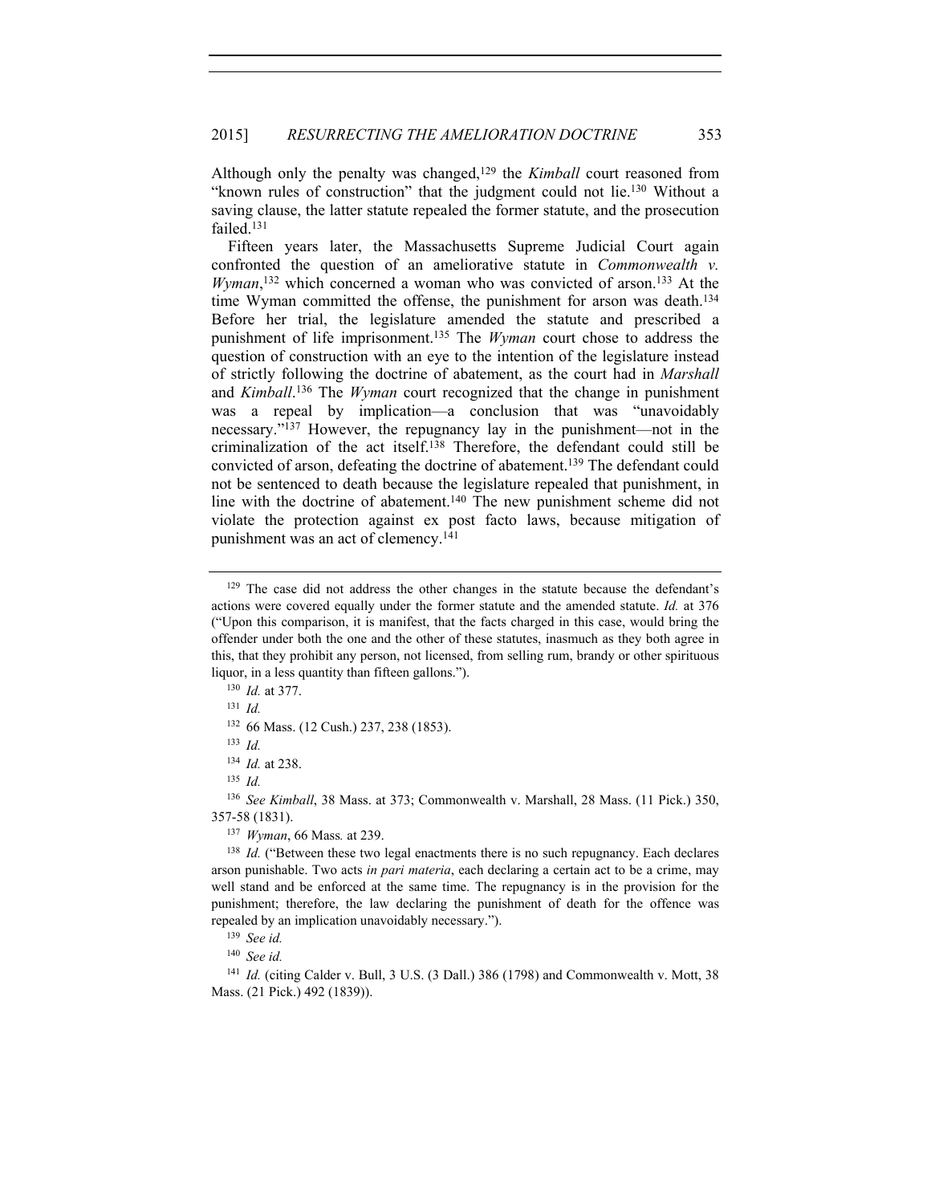Although only the penalty was changed,[129] the *Kimball* court reasoned from "known rules of construction" that the judgment could not lie.[130] Without a saving clause, the latter statute repealed the former statute, and the prosecution failed.[131]

Fifteen years later, the Massachusetts Supreme Judicial Court again confronted the question of an ameliorative statute in *Commonwealth v. Wyman*,[132] which concerned a woman who was convicted of arson.[133] At the time Wyman committed the offense, the punishment for arson was death.[134] Before her trial, the legislature amended the statute and prescribed a punishment of life imprisonment.[135] The *Wyman* court chose to address the question of construction with an eye to the intention of the legislature instead of strictly following the doctrine of abatement, as the court had in *Marshall* and *Kimball*.[136] The *Wyman* court recognized that the change in punishment was a repeal by implication—a conclusion that was "unavoidably necessary."[137] However, the repugnancy lay in the punishment—not in the criminalization of the act itself.[138] Therefore, the defendant could still be convicted of arson, defeating the doctrine of abatement.[139] The defendant could not be sentenced to death because the legislature repealed that punishment, in line with the doctrine of abatement.[140] The new punishment scheme did not violate the protection against ex post facto laws, because mitigation of punishment was an act of clemency.[141]

---

[129] The case did not address the other changes in the statute because the defendant's actions were covered equally under the former statute and the amended statute. *Id.* at 376 ("Upon this comparison, it is manifest, that the facts charged in this case, would bring the offender under both the one and the other of these statutes, inasmuch as they both agree in this, that they prohibit any person, not licensed, from selling rum, brandy or other spirituous liquor, in a less quantity than fifteen gallons.").

[130] *Id.* at 377.

[131] *Id.*

[132] 66 Mass. (12 Cush.) 237, 238 (1853).

[133] *Id.*

[134] *Id.* at 238.

[135] *Id.*

[136] *See Kimball*, 38 Mass. at 373; Commonwealth v. Marshall, 28 Mass. (11 Pick.) 350, 357-58 (1831).

[137] *Wyman*, 66 Mass*.* at 239.

[138] *Id.* ("Between these two legal enactments there is no such repugnancy. Each declares arson punishable. Two acts *in pari materia*, each declaring a certain act to be a crime, may well stand and be enforced at the same time. The repugnancy is in the provision for the punishment; therefore, the law declaring the punishment of death for the offence was repealed by an implication unavoidably necessary.").

[139] *See id.*

[140] *See id.*

[141] *Id.* (citing Calder v. Bull, 3 U.S. (3 Dall.) 386 (1798) and Commonwealth v. Mott, 38 Mass. (21 Pick.) 492 (1839)).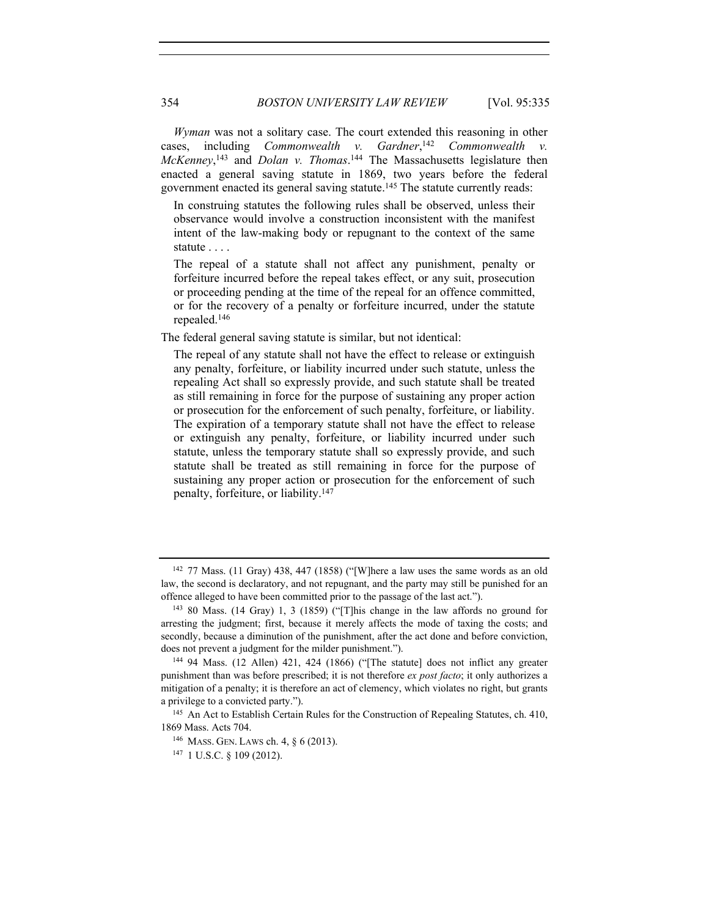*Wyman* was not a solitary case. The court extended this reasoning in other cases, including *Commonwealth v. Gardner*,[142] *Commonwealth v. McKenney*,[143] and *Dolan v. Thomas*.[144] The Massachusetts legislature then enacted a general saving statute in 1869, two years before the federal government enacted its general saving statute.[145] The statute currently reads:

> In construing statutes the following rules shall be observed, unless their observance would involve a construction inconsistent with the manifest intent of the law-making body or repugnant to the context of the same statute . . . .
>
> The repeal of a statute shall not affect any punishment, penalty or forfeiture incurred before the repeal takes effect, or any suit, prosecution or proceeding pending at the time of the repeal for an offence committed, or for the recovery of a penalty or forfeiture incurred, under the statute repealed.[146]

The federal general saving statute is similar, but not identical:

> The repeal of any statute shall not have the effect to release or extinguish any penalty, forfeiture, or liability incurred under such statute, unless the repealing Act shall so expressly provide, and such statute shall be treated as still remaining in force for the purpose of sustaining any proper action or prosecution for the enforcement of such penalty, forfeiture, or liability. The expiration of a temporary statute shall not have the effect to release or extinguish any penalty, forfeiture, or liability incurred under such statute, unless the temporary statute shall so expressly provide, and such statute shall be treated as still remaining in force for the purpose of sustaining any proper action or prosecution for the enforcement of such penalty, forfeiture, or liability.[147]

---

[142] 77 Mass. (11 Gray) 438, 447 (1858) ("[W]here a law uses the same words as an old law, the second is declaratory, and not repugnant, and the party may still be punished for an offence alleged to have been committed prior to the passage of the last act.").

[143] 80 Mass. (14 Gray) 1, 3 (1859) ("[T]his change in the law affords no ground for arresting the judgment; first, because it merely affects the mode of taxing the costs; and secondly, because a diminution of the punishment, after the act done and before conviction, does not prevent a judgment for the milder punishment.").

[144] 94 Mass. (12 Allen) 421, 424 (1866) ("[The statute] does not inflict any greater punishment than was before prescribed; it is not therefore *ex post facto*; it only authorizes a mitigation of a penalty; it is therefore an act of clemency, which violates no right, but grants a privilege to a convicted party.").

[145] An Act to Establish Certain Rules for the Construction of Repealing Statutes, ch. 410, 1869 Mass. Acts 704.

[146] MASS. GEN. LAWS ch. 4, § 6 (2013).

[147] 1 U.S.C. § 109 (2012).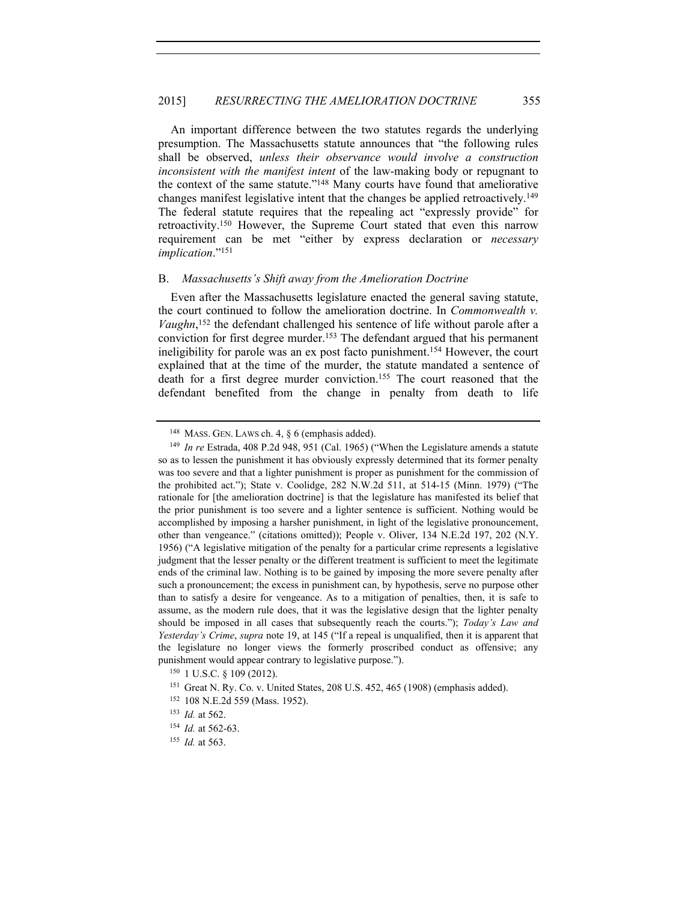An important difference between the two statutes regards the underlying presumption. The Massachusetts statute announces that "the following rules shall be observed, *unless their observance would involve a construction inconsistent with the manifest intent* of the law-making body or repugnant to the context of the same statute."[148] Many courts have found that ameliorative changes manifest legislative intent that the changes be applied retroactively.[149] The federal statute requires that the repealing act "expressly provide" for retroactivity.[150] However, the Supreme Court stated that even this narrow requirement can be met "either by express declaration or *necessary implication*."[151]

## B. *Massachusetts's Shift away from the Amelioration Doctrine*

Even after the Massachusetts legislature enacted the general saving statute, the court continued to follow the amelioration doctrine. In *Commonwealth v. Vaughn*,[152] the defendant challenged his sentence of life without parole after a conviction for first degree murder.[153] The defendant argued that his permanent ineligibility for parole was an ex post facto punishment.[154] However, the court explained that at the time of the murder, the statute mandated a sentence of death for a first degree murder conviction.[155] The court reasoned that the defendant benefited from the change in penalty from death to life

---

[148] MASS. GEN. LAWS ch. 4, § 6 (emphasis added).

[149] *In re* Estrada, 408 P.2d 948, 951 (Cal. 1965) ("When the Legislature amends a statute so as to lessen the punishment it has obviously expressly determined that its former penalty was too severe and that a lighter punishment is proper as punishment for the commission of the prohibited act."); State v. Coolidge, 282 N.W.2d 511, at 514-15 (Minn. 1979) ("The rationale for [the amelioration doctrine] is that the legislature has manifested its belief that the prior punishment is too severe and a lighter sentence is sufficient. Nothing would be accomplished by imposing a harsher punishment, in light of the legislative pronouncement, other than vengeance." (citations omitted)); People v. Oliver, 134 N.E.2d 197, 202 (N.Y. 1956) ("A legislative mitigation of the penalty for a particular crime represents a legislative judgment that the lesser penalty or the different treatment is sufficient to meet the legitimate ends of the criminal law. Nothing is to be gained by imposing the more severe penalty after such a pronouncement; the excess in punishment can, by hypothesis, serve no purpose other than to satisfy a desire for vengeance. As to a mitigation of penalties, then, it is safe to assume, as the modern rule does, that it was the legislative design that the lighter penalty should be imposed in all cases that subsequently reach the courts."); *Today's Law and Yesterday's Crime*, *supra* note 19, at 145 ("If a repeal is unqualified, then it is apparent that the legislature no longer views the formerly proscribed conduct as offensive; any punishment would appear contrary to legislative purpose.").

[150] 1 U.S.C. § 109 (2012).

[151] Great N. Ry. Co. v. United States, 208 U.S. 452, 465 (1908) (emphasis added).

[152] 108 N.E.2d 559 (Mass. 1952).

[153] *Id.* at 562.

[154] *Id.* at 562-63.

[155] *Id.* at 563.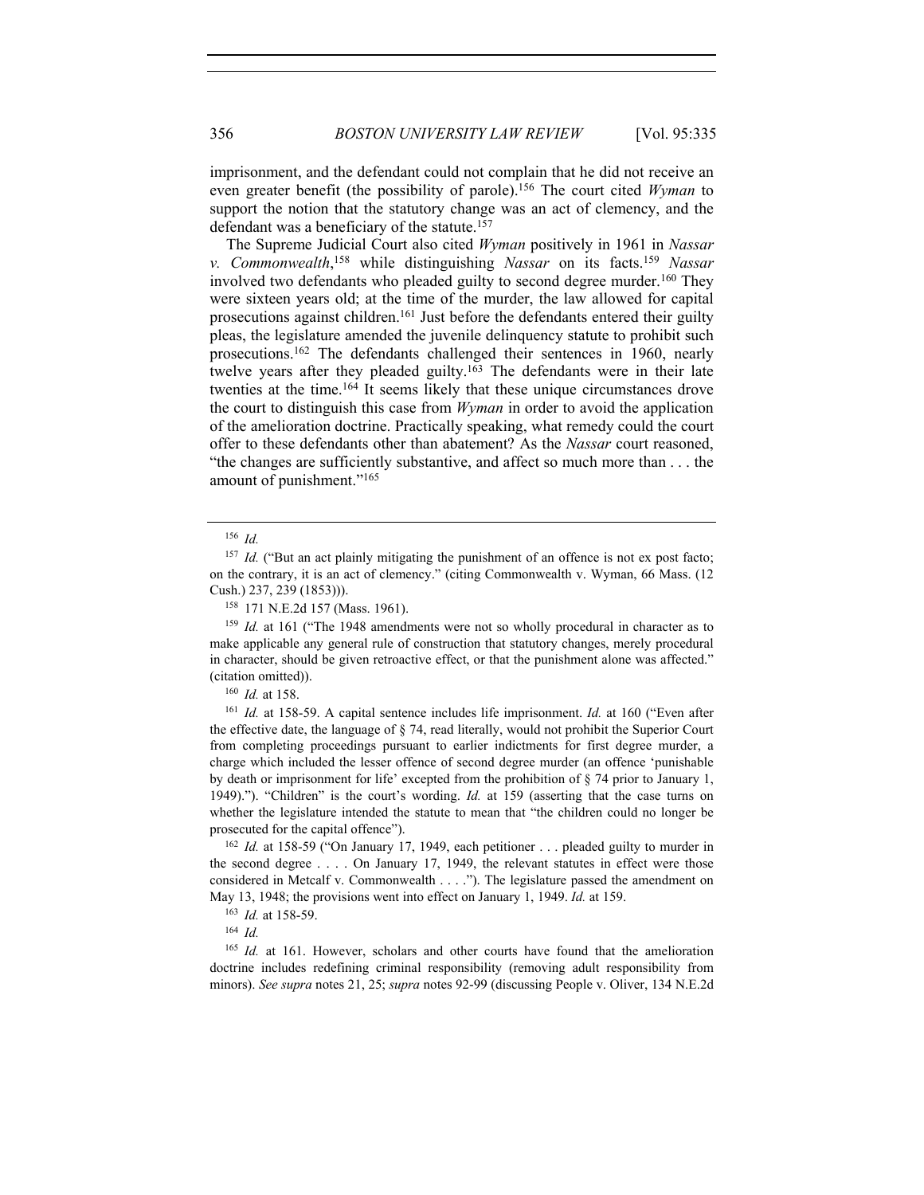imprisonment, and the defendant could not complain that he did not receive an even greater benefit (the possibility of parole).[156] The court cited *Wyman* to support the notion that the statutory change was an act of clemency, and the defendant was a beneficiary of the statute.[157]

The Supreme Judicial Court also cited *Wyman* positively in 1961 in *Nassar v. Commonwealth*,[158] while distinguishing *Nassar* on its facts.[159] *Nassar* involved two defendants who pleaded guilty to second degree murder.[160] They were sixteen years old; at the time of the murder, the law allowed for capital prosecutions against children.[161] Just before the defendants entered their guilty pleas, the legislature amended the juvenile delinquency statute to prohibit such prosecutions.[162] The defendants challenged their sentences in 1960, nearly twelve years after they pleaded guilty.[163] The defendants were in their late twenties at the time.[164] It seems likely that these unique circumstances drove the court to distinguish this case from *Wyman* in order to avoid the application of the amelioration doctrine. Practically speaking, what remedy could the court offer to these defendants other than abatement? As the *Nassar* court reasoned, "the changes are sufficiently substantive, and affect so much more than . . . the amount of punishment."[165]

---

[156] *Id.*

[157] *Id.* ("But an act plainly mitigating the punishment of an offence is not ex post facto; on the contrary, it is an act of clemency." (citing Commonwealth v. Wyman, 66 Mass. (12 Cush.) 237, 239 (1853))).

[158] 171 N.E.2d 157 (Mass. 1961).

[159] *Id.* at 161 ("The 1948 amendments were not so wholly procedural in character as to make applicable any general rule of construction that statutory changes, merely procedural in character, should be given retroactive effect, or that the punishment alone was affected." (citation omitted)).

[160] *Id.* at 158.

[161] *Id.* at 158-59. A capital sentence includes life imprisonment. *Id.* at 160 ("Even after the effective date, the language of § 74, read literally, would not prohibit the Superior Court from completing proceedings pursuant to earlier indictments for first degree murder, a charge which included the lesser offence of second degree murder (an offence 'punishable by death or imprisonment for life' excepted from the prohibition of § 74 prior to January 1, 1949)."). "Children" is the court's wording. *Id.* at 159 (asserting that the case turns on whether the legislature intended the statute to mean that "the children could no longer be prosecuted for the capital offence").

[162] *Id.* at 158-59 ("On January 17, 1949, each petitioner . . . pleaded guilty to murder in the second degree . . . . On January 17, 1949, the relevant statutes in effect were those considered in Metcalf v. Commonwealth . . . ."). The legislature passed the amendment on May 13, 1948; the provisions went into effect on January 1, 1949. *Id.* at 159.

[163] *Id.* at 158-59.

[164] *Id.*

[165] *Id.* at 161. However, scholars and other courts have found that the amelioration doctrine includes redefining criminal responsibility (removing adult responsibility from minors). *See supra* notes 21, 25; *supra* notes 92-99 (discussing People v. Oliver, 134 N.E.2d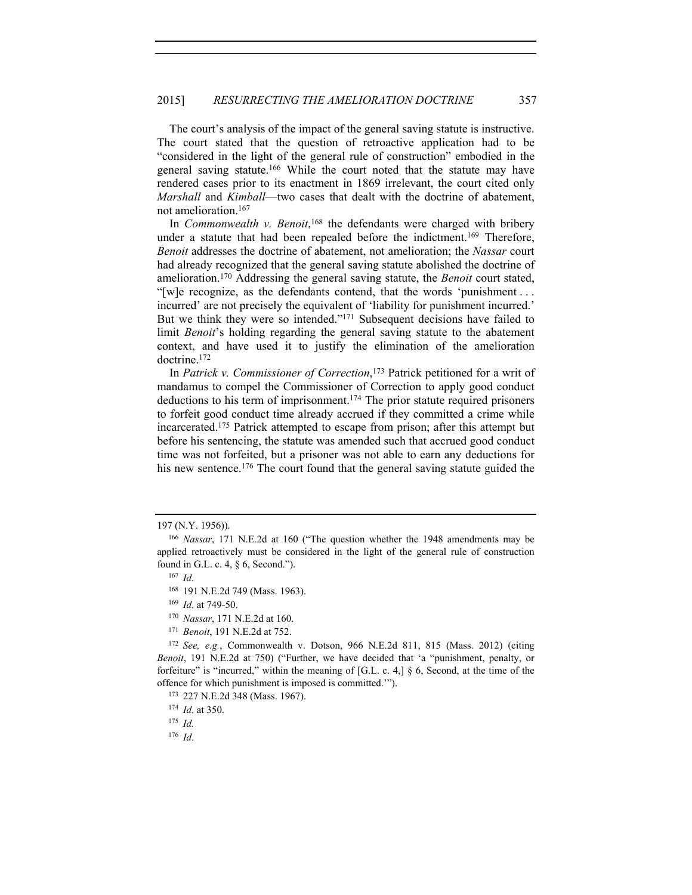The court's analysis of the impact of the general saving statute is instructive. The court stated that the question of retroactive application had to be "considered in the light of the general rule of construction" embodied in the general saving statute.[166] While the court noted that the statute may have rendered cases prior to its enactment in 1869 irrelevant, the court cited only *Marshall* and *Kimball*—two cases that dealt with the doctrine of abatement, not amelioration.[167]

In *Commonwealth v. Benoit*,[168] the defendants were charged with bribery under a statute that had been repealed before the indictment.[169] Therefore, *Benoit* addresses the doctrine of abatement, not amelioration; the *Nassar* court had already recognized that the general saving statute abolished the doctrine of amelioration.[170] Addressing the general saving statute, the *Benoit* court stated, "[w]e recognize, as the defendants contend, that the words 'punishment . . . incurred' are not precisely the equivalent of 'liability for punishment incurred.' But we think they were so intended."[171] Subsequent decisions have failed to limit *Benoit*'s holding regarding the general saving statute to the abatement context, and have used it to justify the elimination of the amelioration doctrine.[172]

In *Patrick v. Commissioner of Correction*,[173] Patrick petitioned for a writ of mandamus to compel the Commissioner of Correction to apply good conduct deductions to his term of imprisonment.[174] The prior statute required prisoners to forfeit good conduct time already accrued if they committed a crime while incarcerated.[175] Patrick attempted to escape from prison; after this attempt but before his sentencing, the statute was amended such that accrued good conduct time was not forfeited, but a prisoner was not able to earn any deductions for his new sentence.[176] The court found that the general saving statute guided the

---

197 (N.Y. 1956)).

[166] *Nassar*, 171 N.E.2d at 160 ("The question whether the 1948 amendments may be applied retroactively must be considered in the light of the general rule of construction found in G.L. c. 4, § 6, Second.").

[167] *Id*.

[168] 191 N.E.2d 749 (Mass. 1963).

[169] *Id.* at 749-50.

[170] *Nassar*, 171 N.E.2d at 160.

[171] *Benoit*, 191 N.E.2d at 752.

[172] *See, e.g.*, Commonwealth v. Dotson, 966 N.E.2d 811, 815 (Mass. 2012) (citing *Benoit*, 191 N.E.2d at 750) ("Further, we have decided that 'a "punishment, penalty, or forfeiture" is "incurred," within the meaning of [G.L. c. 4,] § 6, Second, at the time of the offence for which punishment is imposed is committed.'").

[173] 227 N.E.2d 348 (Mass. 1967).

[174] *Id.* at 350.

[175] *Id.*

[176] *Id*.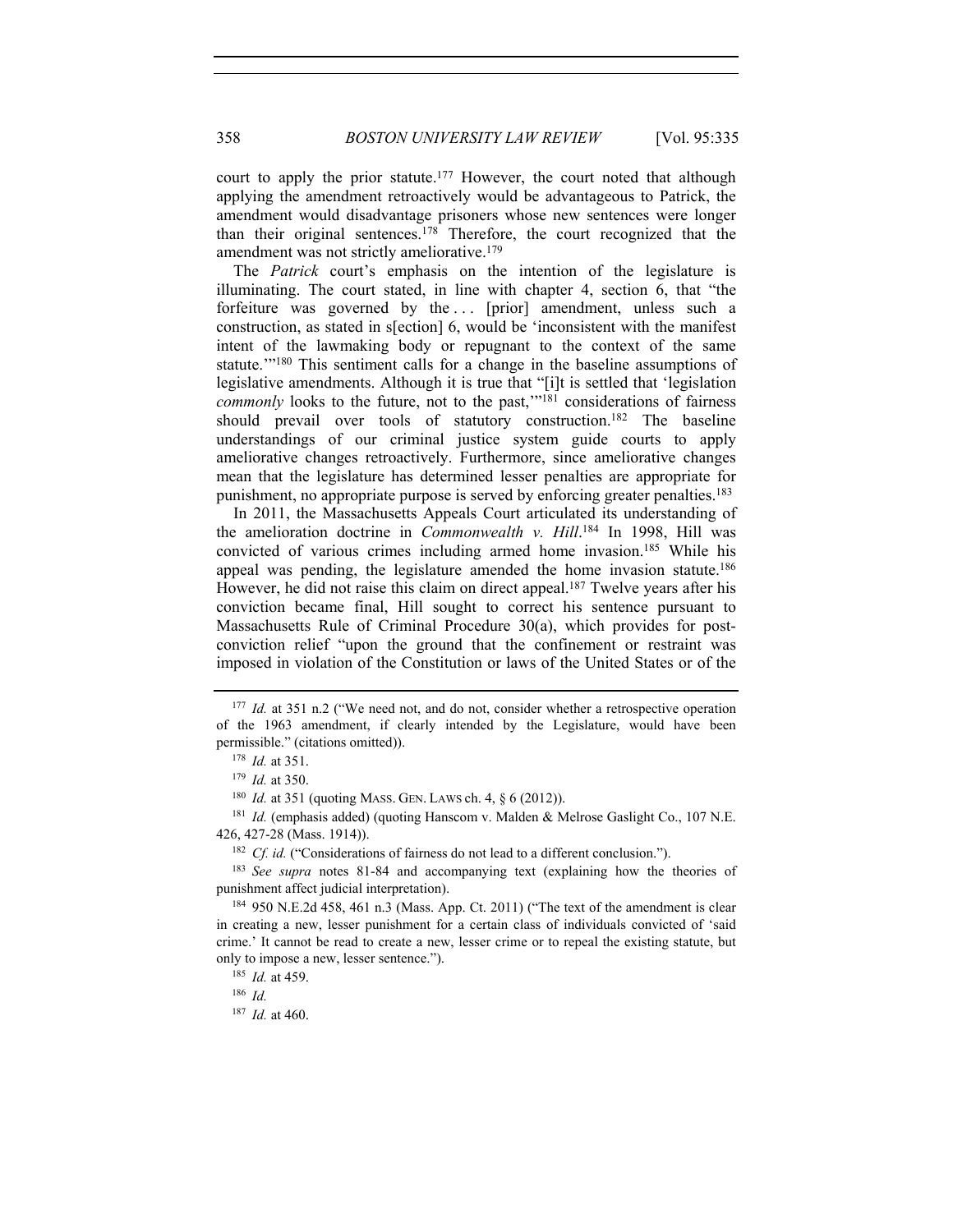court to apply the prior statute.[177] However, the court noted that although applying the amendment retroactively would be advantageous to Patrick, the amendment would disadvantage prisoners whose new sentences were longer than their original sentences.[178] Therefore, the court recognized that the amendment was not strictly ameliorative.[179]

The *Patrick* court's emphasis on the intention of the legislature is illuminating. The court stated, in line with chapter 4, section 6, that "the forfeiture was governed by the . . . [prior] amendment, unless such a construction, as stated in s[ection] 6, would be 'inconsistent with the manifest intent of the lawmaking body or repugnant to the context of the same statute.'"[180] This sentiment calls for a change in the baseline assumptions of legislative amendments. Although it is true that "[i]t is settled that 'legislation *commonly* looks to the future, not to the past,'"[181] considerations of fairness should prevail over tools of statutory construction.[182] The baseline understandings of our criminal justice system guide courts to apply ameliorative changes retroactively. Furthermore, since ameliorative changes mean that the legislature has determined lesser penalties are appropriate for punishment, no appropriate purpose is served by enforcing greater penalties.[183]

In 2011, the Massachusetts Appeals Court articulated its understanding of the amelioration doctrine in *Commonwealth v. Hill*.[184] In 1998, Hill was convicted of various crimes including armed home invasion.[185] While his appeal was pending, the legislature amended the home invasion statute.[186] However, he did not raise this claim on direct appeal.[187] Twelve years after his conviction became final, Hill sought to correct his sentence pursuant to Massachusetts Rule of Criminal Procedure 30(a), which provides for post-conviction relief "upon the ground that the confinement or restraint was imposed in violation of the Constitution or laws of the United States or of the

---

[177] *Id.* at 351 n.2 ("We need not, and do not, consider whether a retrospective operation of the 1963 amendment, if clearly intended by the Legislature, would have been permissible." (citations omitted)).

[178] *Id.* at 351.

[179] *Id.* at 350.

[180] *Id.* at 351 (quoting MASS. GEN. LAWS ch. 4, § 6 (2012)).

[181] *Id.* (emphasis added) (quoting Hanscom v. Malden & Melrose Gaslight Co., 107 N.E. 426, 427-28 (Mass. 1914)).

[182] *Cf. id.* ("Considerations of fairness do not lead to a different conclusion.").

[183] *See supra* notes 81-84 and accompanying text (explaining how the theories of punishment affect judicial interpretation).

[184] 950 N.E.2d 458, 461 n.3 (Mass. App. Ct. 2011) ("The text of the amendment is clear in creating a new, lesser punishment for a certain class of individuals convicted of 'said crime.' It cannot be read to create a new, lesser crime or to repeal the existing statute, but only to impose a new, lesser sentence.").

[185] *Id.* at 459.

[186] *Id.*

[187] *Id.* at 460.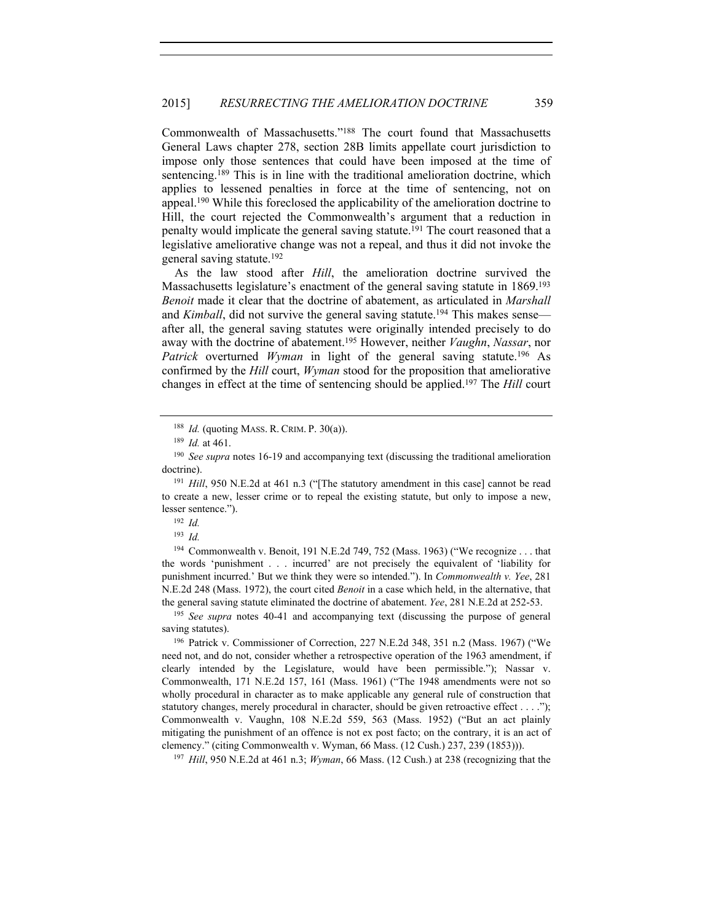Commonwealth of Massachusetts."[188] The court found that Massachusetts General Laws chapter 278, section 28B limits appellate court jurisdiction to impose only those sentences that could have been imposed at the time of sentencing.[189] This is in line with the traditional amelioration doctrine, which applies to lessened penalties in force at the time of sentencing, not on appeal.[190] While this foreclosed the applicability of the amelioration doctrine to Hill, the court rejected the Commonwealth's argument that a reduction in penalty would implicate the general saving statute.[191] The court reasoned that a legislative ameliorative change was not a repeal, and thus it did not invoke the general saving statute.[192]

As the law stood after *Hill*, the amelioration doctrine survived the Massachusetts legislature's enactment of the general saving statute in 1869.[193] *Benoit* made it clear that the doctrine of abatement, as articulated in *Marshall* and *Kimball*, did not survive the general saving statute.[194] This makes sense—after all, the general saving statutes were originally intended precisely to do away with the doctrine of abatement.[195] However, neither *Vaughn*, *Nassar*, nor *Patrick* overturned *Wyman* in light of the general saving statute.[196] As confirmed by the *Hill* court, *Wyman* stood for the proposition that ameliorative changes in effect at the time of sentencing should be applied.[197] The *Hill* court

---

[188] *Id.* (quoting MASS. R. CRIM. P. 30(a)).

[189] *Id.* at 461.

[190] *See supra* notes 16-19 and accompanying text (discussing the traditional amelioration doctrine).

[191] *Hill*, 950 N.E.2d at 461 n.3 ("[The statutory amendment in this case] cannot be read to create a new, lesser crime or to repeal the existing statute, but only to impose a new, lesser sentence.").

[192] *Id.*

[193] *Id.*

[194] Commonwealth v. Benoit, 191 N.E.2d 749, 752 (Mass. 1963) ("We recognize . . . that the words 'punishment . . . incurred' are not precisely the equivalent of 'liability for punishment incurred.' But we think they were so intended."). In *Commonwealth v. Yee*, 281 N.E.2d 248 (Mass. 1972), the court cited *Benoit* in a case which held, in the alternative, that the general saving statute eliminated the doctrine of abatement. *Yee*, 281 N.E.2d at 252-53.

[195] *See supra* notes 40-41 and accompanying text (discussing the purpose of general saving statutes).

[196] Patrick v. Commissioner of Correction, 227 N.E.2d 348, 351 n.2 (Mass. 1967) ("We need not, and do not, consider whether a retrospective operation of the 1963 amendment, if clearly intended by the Legislature, would have been permissible."); Nassar v. Commonwealth, 171 N.E.2d 157, 161 (Mass. 1961) ("The 1948 amendments were not so wholly procedural in character as to make applicable any general rule of construction that statutory changes, merely procedural in character, should be given retroactive effect . . . ."); Commonwealth v. Vaughn, 108 N.E.2d 559, 563 (Mass. 1952) ("But an act plainly mitigating the punishment of an offence is not ex post facto; on the contrary, it is an act of clemency." (citing Commonwealth v. Wyman, 66 Mass. (12 Cush.) 237, 239 (1853))).

[197] *Hill*, 950 N.E.2d at 461 n.3; *Wyman*, 66 Mass. (12 Cush.) at 238 (recognizing that the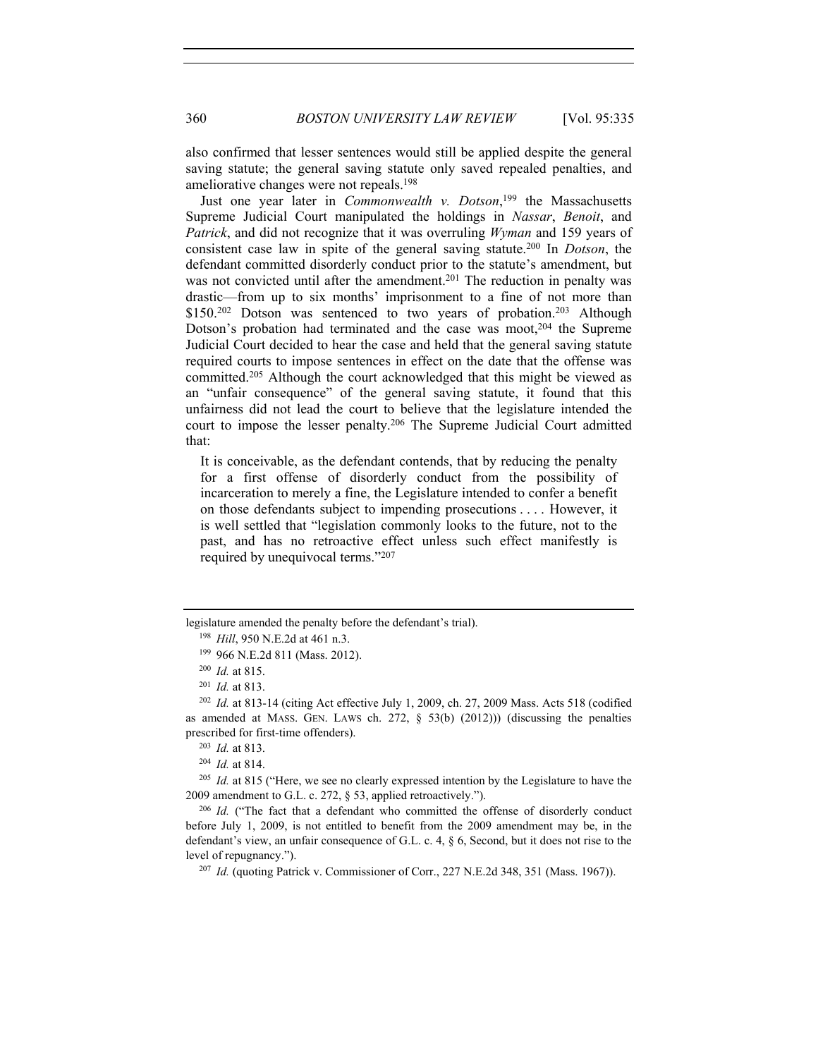also confirmed that lesser sentences would still be applied despite the general saving statute; the general saving statute only saved repealed penalties, and ameliorative changes were not repeals.[198]

Just one year later in *Commonwealth v. Dotson*,[199] the Massachusetts Supreme Judicial Court manipulated the holdings in *Nassar*, *Benoit*, and *Patrick*, and did not recognize that it was overruling *Wyman* and 159 years of consistent case law in spite of the general saving statute.[200] In *Dotson*, the defendant committed disorderly conduct prior to the statute's amendment, but was not convicted until after the amendment.[201] The reduction in penalty was drastic—from up to six months' imprisonment to a fine of not more than $150.[202] Dotson was sentenced to two years of probation.[203] Although Dotson's probation had terminated and the case was moot,[204] the Supreme Judicial Court decided to hear the case and held that the general saving statute required courts to impose sentences in effect on the date that the offense was committed.[205] Although the court acknowledged that this might be viewed as an "unfair consequence" of the general saving statute, it found that this unfairness did not lead the court to believe that the legislature intended the court to impose the lesser penalty.[206] The Supreme Judicial Court admitted that:

> It is conceivable, as the defendant contends, that by reducing the penalty for a first offense of disorderly conduct from the possibility of incarceration to merely a fine, the Legislature intended to confer a benefit on those defendants subject to impending prosecutions . . . . However, it is well settled that "legislation commonly looks to the future, not to the past, and has no retroactive effect unless such effect manifestly is required by unequivocal terms."[207]

---

legislature amended the penalty before the defendant's trial).

[198] *Hill*, 950 N.E.2d at 461 n.3.

[199] 966 N.E.2d 811 (Mass. 2012).

[200] *Id.* at 815.

[201] *Id.* at 813.

[202] *Id.* at 813-14 (citing Act effective July 1, 2009, ch. 27, 2009 Mass. Acts 518 (codified as amended at MASS. GEN. LAWS ch. 272, § 53(b) (2012))) (discussing the penalties prescribed for first-time offenders).

[203] *Id.* at 813.

[204] *Id.* at 814.

[205] *Id.* at 815 ("Here, we see no clearly expressed intention by the Legislature to have the 2009 amendment to G.L. c. 272, § 53, applied retroactively.").

[206] *Id.* ("The fact that a defendant who committed the offense of disorderly conduct before July 1, 2009, is not entitled to benefit from the 2009 amendment may be, in the defendant's view, an unfair consequence of G.L. c. 4, § 6, Second, but it does not rise to the level of repugnancy.").

[207] *Id.* (quoting Patrick v. Commissioner of Corr., 227 N.E.2d 348, 351 (Mass. 1967)).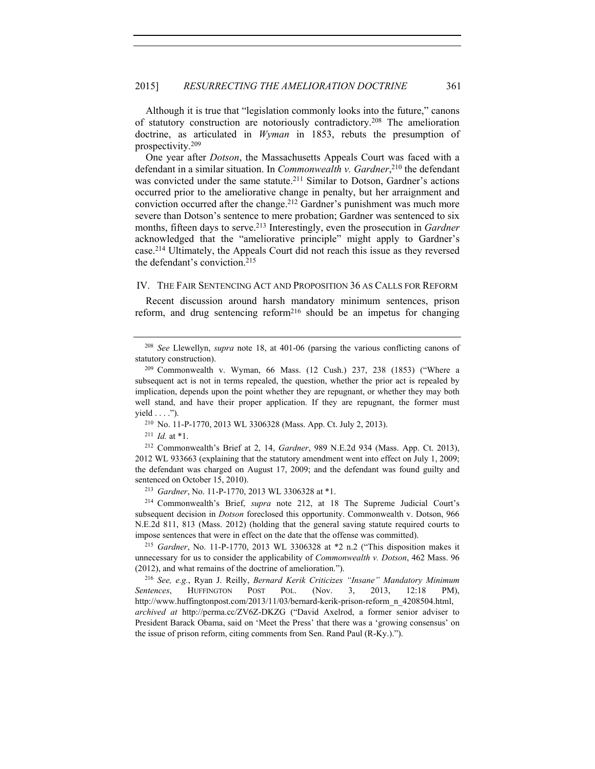Although it is true that "legislation commonly looks into the future," canons of statutory construction are notoriously contradictory.[208] The amelioration doctrine, as articulated in *Wyman* in 1853, rebuts the presumption of prospectivity.[209]

One year after *Dotson*, the Massachusetts Appeals Court was faced with a defendant in a similar situation. In *Commonwealth v. Gardner*,[210] the defendant was convicted under the same statute.[211] Similar to Dotson, Gardner's actions occurred prior to the ameliorative change in penalty, but her arraignment and conviction occurred after the change.[212] Gardner's punishment was much more severe than Dotson's sentence to mere probation; Gardner was sentenced to six months, fifteen days to serve.[213] Interestingly, even the prosecution in *Gardner* acknowledged that the "ameliorative principle" might apply to Gardner's case.[214] Ultimately, the Appeals Court did not reach this issue as they reversed the defendant's conviction.[215]

## IV. THE FAIR SENTENCING ACT AND PROPOSITION 36 AS CALLS FOR REFORM

Recent discussion around harsh mandatory minimum sentences, prison reform, and drug sentencing reform[216] should be an impetus for changing

---

[208] *See* Llewellyn, *supra* note 18, at 401-06 (parsing the various conflicting canons of statutory construction).

[209] Commonwealth v. Wyman, 66 Mass. (12 Cush.) 237, 238 (1853) ("Where a subsequent act is not in terms repealed, the question, whether the prior act is repealed by implication, depends upon the point whether they are repugnant, or whether they may both well stand, and have their proper application. If they are repugnant, the former must yield . . . .").

[210] No. 11-P-1770, 2013 WL 3306328 (Mass. App. Ct. July 2, 2013).

[211] *Id.* at *1.

[212] Commonwealth's Brief at 2, 14, *Gardner*, 989 N.E.2d 934 (Mass. App. Ct. 2013), 2012 WL 933663 (explaining that the statutory amendment went into effect on July 1, 2009; the defendant was charged on August 17, 2009; and the defendant was found guilty and sentenced on October 15, 2010).

[213] *Gardner*, No. 11-P-1770, 2013 WL 3306328 at *1.

[214] Commonwealth's Brief, *supra* note 212, at 18 The Supreme Judicial Court's subsequent decision in *Dotson* foreclosed this opportunity. Commonwealth v. Dotson, 966 N.E.2d 811, 813 (Mass. 2012) (holding that the general saving statute required courts to impose sentences that were in effect on the date that the offense was committed).

[215] *Gardner*, No. 11-P-1770, 2013 WL 3306328 at *2 n.2 ("This disposition makes it unnecessary for us to consider the applicability of *Commonwealth v. Dotson*, 462 Mass. 96 (2012), and what remains of the doctrine of amelioration.").

[216] *See, e.g.*, Ryan J. Reilly, *Bernard Kerik Criticizes "Insane" Mandatory Minimum Sentences*, HUFFINGTON POST POL. (Nov. 3, 2013, 12:18 PM), http://www.huffingtonpost.com/2013/11/03/bernard-kerik-prison-reform_n_4208504.html, *archived at* http://perma.cc/ZV6Z-DKZG ("David Axelrod, a former senior adviser to President Barack Obama, said on 'Meet the Press' that there was a 'growing consensus' on the issue of prison reform, citing comments from Sen. Rand Paul (R-Ky.).").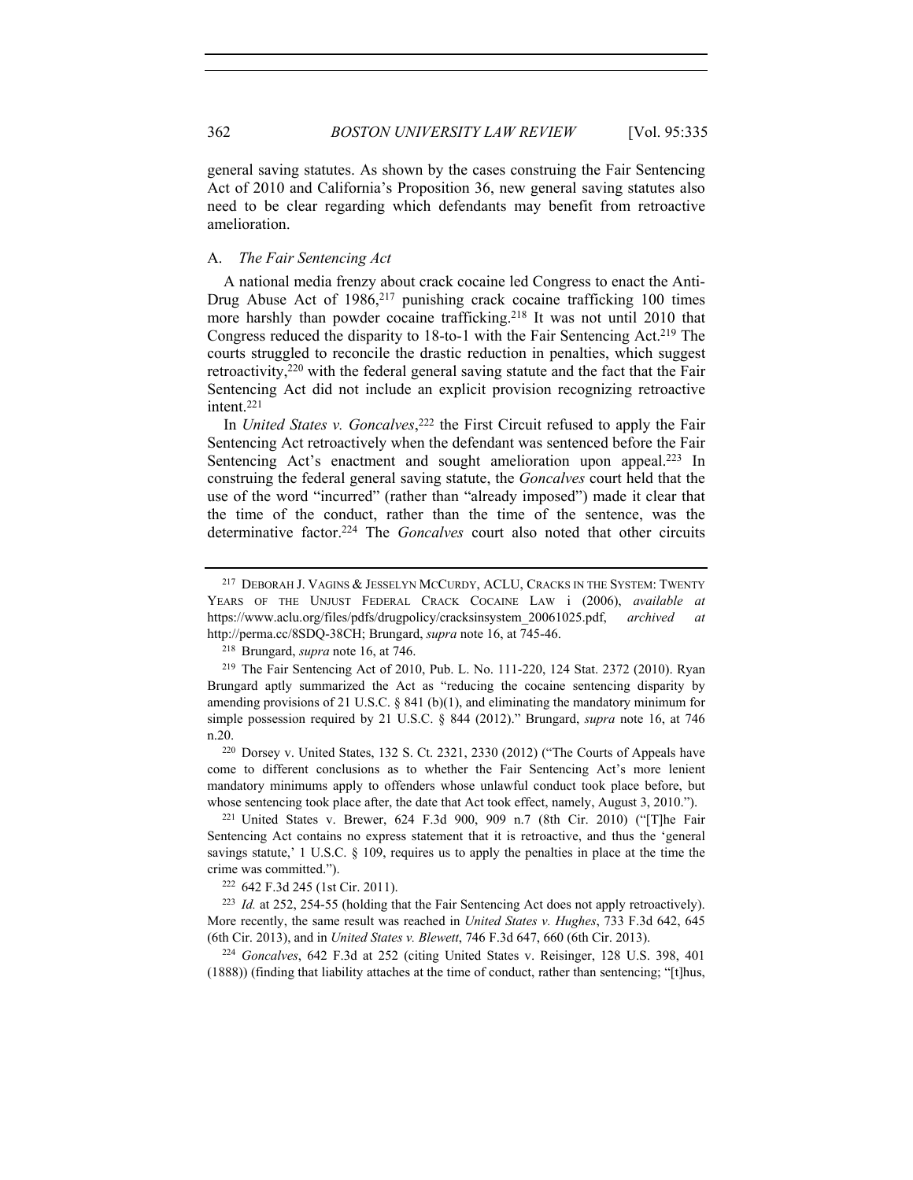general saving statutes. As shown by the cases construing the Fair Sentencing Act of 2010 and California's Proposition 36, new general saving statutes also need to be clear regarding which defendants may benefit from retroactive amelioration.

### A. *The Fair Sentencing Act*

A national media frenzy about crack cocaine led Congress to enact the Anti-Drug Abuse Act of 1986,[217] punishing crack cocaine trafficking 100 times more harshly than powder cocaine trafficking.[218] It was not until 2010 that Congress reduced the disparity to 18-to-1 with the Fair Sentencing Act.[219] The courts struggled to reconcile the drastic reduction in penalties, which suggest retroactivity,[220] with the federal general saving statute and the fact that the Fair Sentencing Act did not include an explicit provision recognizing retroactive intent.[221]

In *United States v. Goncalves*,[222] the First Circuit refused to apply the Fair Sentencing Act retroactively when the defendant was sentenced before the Fair Sentencing Act's enactment and sought amelioration upon appeal.[223] In construing the federal general saving statute, the *Goncalves* court held that the use of the word "incurred" (rather than "already imposed") made it clear that the time of the conduct, rather than the time of the sentence, was the determinative factor.[224] The *Goncalves* court also noted that other circuits

---

[217] DEBORAH J. VAGINS & JESSELYN MCCURDY, ACLU, CRACKS IN THE SYSTEM: TWENTY YEARS OF THE UNJUST FEDERAL CRACK COCAINE LAW i (2006), *available at* https://www.aclu.org/files/pdfs/drugpolicy/cracksinsystem_20061025.pdf, *archived at* http://perma.cc/8SDQ-38CH; Brungard, *supra* note 16, at 745-46.

[218] Brungard, *supra* note 16, at 746.

[219] The Fair Sentencing Act of 2010, Pub. L. No. 111-220, 124 Stat. 2372 (2010). Ryan Brungard aptly summarized the Act as "reducing the cocaine sentencing disparity by amending provisions of 21 U.S.C. § 841 (b)(1), and eliminating the mandatory minimum for simple possession required by 21 U.S.C. § 844 (2012)." Brungard, *supra* note 16, at 746 n.20.

[220] Dorsey v. United States, 132 S. Ct. 2321, 2330 (2012) ("The Courts of Appeals have come to different conclusions as to whether the Fair Sentencing Act's more lenient mandatory minimums apply to offenders whose unlawful conduct took place before, but whose sentencing took place after, the date that Act took effect, namely, August 3, 2010.").

[221] United States v. Brewer, 624 F.3d 900, 909 n.7 (8th Cir. 2010) ("[T]he Fair Sentencing Act contains no express statement that it is retroactive, and thus the 'general savings statute,' 1 U.S.C. § 109, requires us to apply the penalties in place at the time the crime was committed.").

[222] 642 F.3d 245 (1st Cir. 2011).

[223] *Id.* at 252, 254-55 (holding that the Fair Sentencing Act does not apply retroactively). More recently, the same result was reached in *United States v. Hughes*, 733 F.3d 642, 645 (6th Cir. 2013), and in *United States v. Blewett*, 746 F.3d 647, 660 (6th Cir. 2013).

[224] *Goncalves*, 642 F.3d at 252 (citing United States v. Reisinger, 128 U.S. 398, 401 (1888)) (finding that liability attaches at the time of conduct, rather than sentencing; "[t]hus,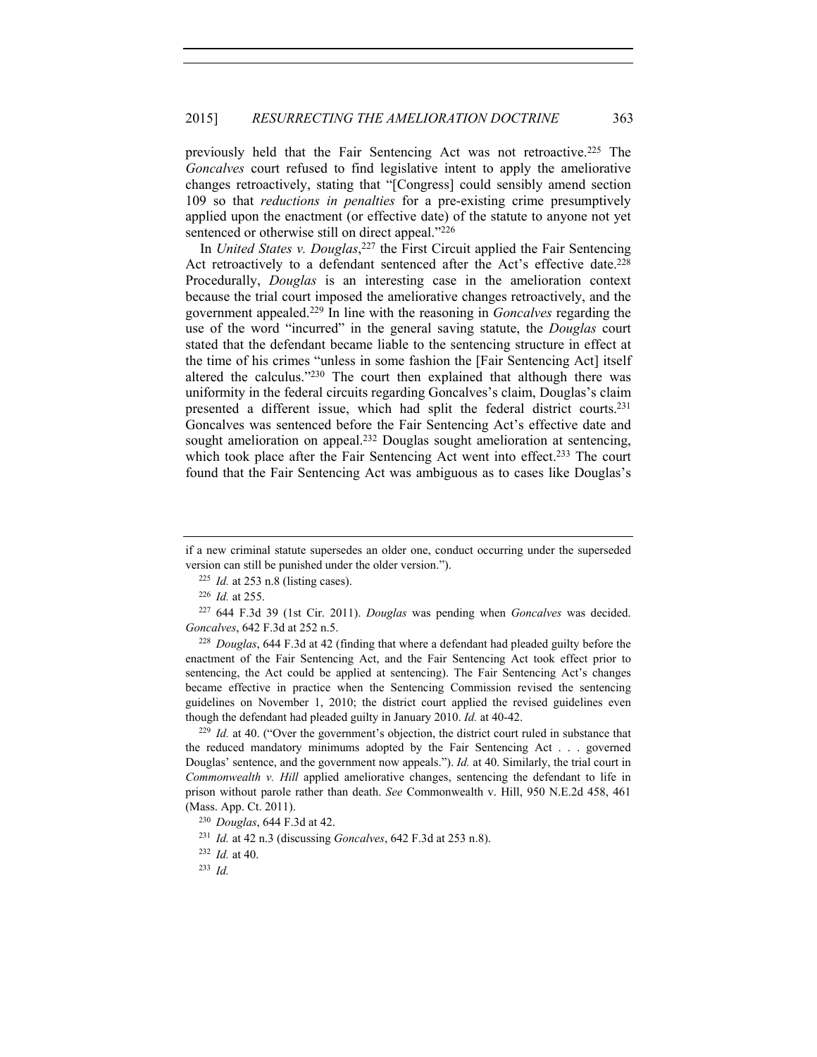previously held that the Fair Sentencing Act was not retroactive.[225] The *Goncalves* court refused to find legislative intent to apply the ameliorative changes retroactively, stating that "[Congress] could sensibly amend section 109 so that *reductions in penalties* for a pre-existing crime presumptively applied upon the enactment (or effective date) of the statute to anyone not yet sentenced or otherwise still on direct appeal."[226]

In *United States v. Douglas*,[227] the First Circuit applied the Fair Sentencing Act retroactively to a defendant sentenced after the Act's effective date.[228] Procedurally, *Douglas* is an interesting case in the amelioration context because the trial court imposed the ameliorative changes retroactively, and the government appealed.[229] In line with the reasoning in *Goncalves* regarding the use of the word "incurred" in the general saving statute, the *Douglas* court stated that the defendant became liable to the sentencing structure in effect at the time of his crimes "unless in some fashion the [Fair Sentencing Act] itself altered the calculus."[230] The court then explained that although there was uniformity in the federal circuits regarding Goncalves's claim, Douglas's claim presented a different issue, which had split the federal district courts.[231] Goncalves was sentenced before the Fair Sentencing Act's effective date and sought amelioration on appeal.[232] Douglas sought amelioration at sentencing, which took place after the Fair Sentencing Act went into effect.[233] The court found that the Fair Sentencing Act was ambiguous as to cases like Douglas's

---

if a new criminal statute supersedes an older one, conduct occurring under the superseded version can still be punished under the older version.").

[225] *Id.* at 253 n.8 (listing cases).

[226] *Id.* at 255.

[227] 644 F.3d 39 (1st Cir. 2011). *Douglas* was pending when *Goncalves* was decided. *Goncalves*, 642 F.3d at 252 n.5.

[228] *Douglas*, 644 F.3d at 42 (finding that where a defendant had pleaded guilty before the enactment of the Fair Sentencing Act, and the Fair Sentencing Act took effect prior to sentencing, the Act could be applied at sentencing). The Fair Sentencing Act's changes became effective in practice when the Sentencing Commission revised the sentencing guidelines on November 1, 2010; the district court applied the revised guidelines even though the defendant had pleaded guilty in January 2010. *Id.* at 40-42.

[229] *Id.* at 40. ("Over the government's objection, the district court ruled in substance that the reduced mandatory minimums adopted by the Fair Sentencing Act . . . governed Douglas' sentence, and the government now appeals."). *Id.* at 40. Similarly, the trial court in *Commonwealth v. Hill* applied ameliorative changes, sentencing the defendant to life in prison without parole rather than death. *See* Commonwealth v. Hill, 950 N.E.2d 458, 461 (Mass. App. Ct. 2011).

[230] *Douglas*, 644 F.3d at 42.

[231] *Id.* at 42 n.3 (discussing *Goncalves*, 642 F.3d at 253 n.8).

[232] *Id.* at 40.

[233] *Id.*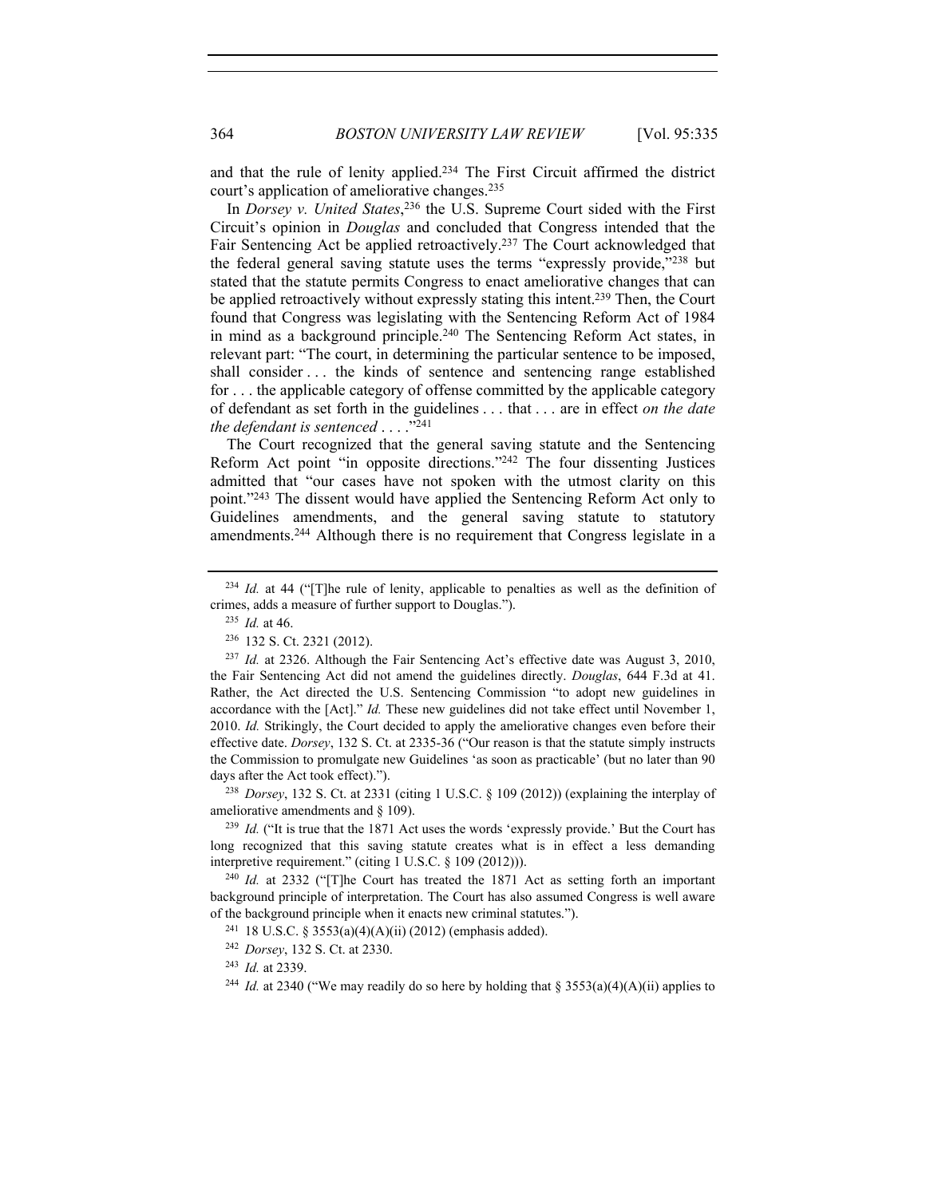and that the rule of lenity applied.[234] The First Circuit affirmed the district court's application of ameliorative changes.[235]

In *Dorsey v. United States*,[236] the U.S. Supreme Court sided with the First Circuit's opinion in *Douglas* and concluded that Congress intended that the Fair Sentencing Act be applied retroactively.[237] The Court acknowledged that the federal general saving statute uses the terms "expressly provide,"[238] but stated that the statute permits Congress to enact ameliorative changes that can be applied retroactively without expressly stating this intent.[239] Then, the Court found that Congress was legislating with the Sentencing Reform Act of 1984 in mind as a background principle.[240] The Sentencing Reform Act states, in relevant part: "The court, in determining the particular sentence to be imposed, shall consider . . . the kinds of sentence and sentencing range established for . . . the applicable category of offense committed by the applicable category of defendant as set forth in the guidelines . . . that . . . are in effect *on the date the defendant is sentenced* . . . ."[241]

The Court recognized that the general saving statute and the Sentencing Reform Act point "in opposite directions."[242] The four dissenting Justices admitted that "our cases have not spoken with the utmost clarity on this point."[243] The dissent would have applied the Sentencing Reform Act only to Guidelines amendments, and the general saving statute to statutory amendments.[244] Although there is no requirement that Congress legislate in a

---

[234] *Id.* at 44 ("[T]he rule of lenity, applicable to penalties as well as the definition of crimes, adds a measure of further support to Douglas.").

[235] *Id.* at 46.

[236] 132 S. Ct. 2321 (2012).

[237] *Id.* at 2326. Although the Fair Sentencing Act's effective date was August 3, 2010, the Fair Sentencing Act did not amend the guidelines directly. *Douglas*, 644 F.3d at 41. Rather, the Act directed the U.S. Sentencing Commission "to adopt new guidelines in accordance with the [Act]." *Id.* These new guidelines did not take effect until November 1, 2010. *Id.* Strikingly, the Court decided to apply the ameliorative changes even before their effective date. *Dorsey*, 132 S. Ct. at 2335-36 ("Our reason is that the statute simply instructs the Commission to promulgate new Guidelines 'as soon as practicable' (but no later than 90 days after the Act took effect).").

[238] *Dorsey*, 132 S. Ct. at 2331 (citing 1 U.S.C. § 109 (2012)) (explaining the interplay of ameliorative amendments and § 109).

[239] *Id.* ("It is true that the 1871 Act uses the words 'expressly provide.' But the Court has long recognized that this saving statute creates what is in effect a less demanding interpretive requirement." (citing 1 U.S.C. § 109 (2012))).

[240] *Id.* at 2332 ("[T]he Court has treated the 1871 Act as setting forth an important background principle of interpretation. The Court has also assumed Congress is well aware of the background principle when it enacts new criminal statutes.").

[241] 18 U.S.C. § 3553(a)(4)(A)(ii) (2012) (emphasis added).

[242] *Dorsey*, 132 S. Ct. at 2330.

[243] *Id.* at 2339.

[244] *Id.* at 2340 ("We may readily do so here by holding that § 3553(a)(4)(A)(ii) applies to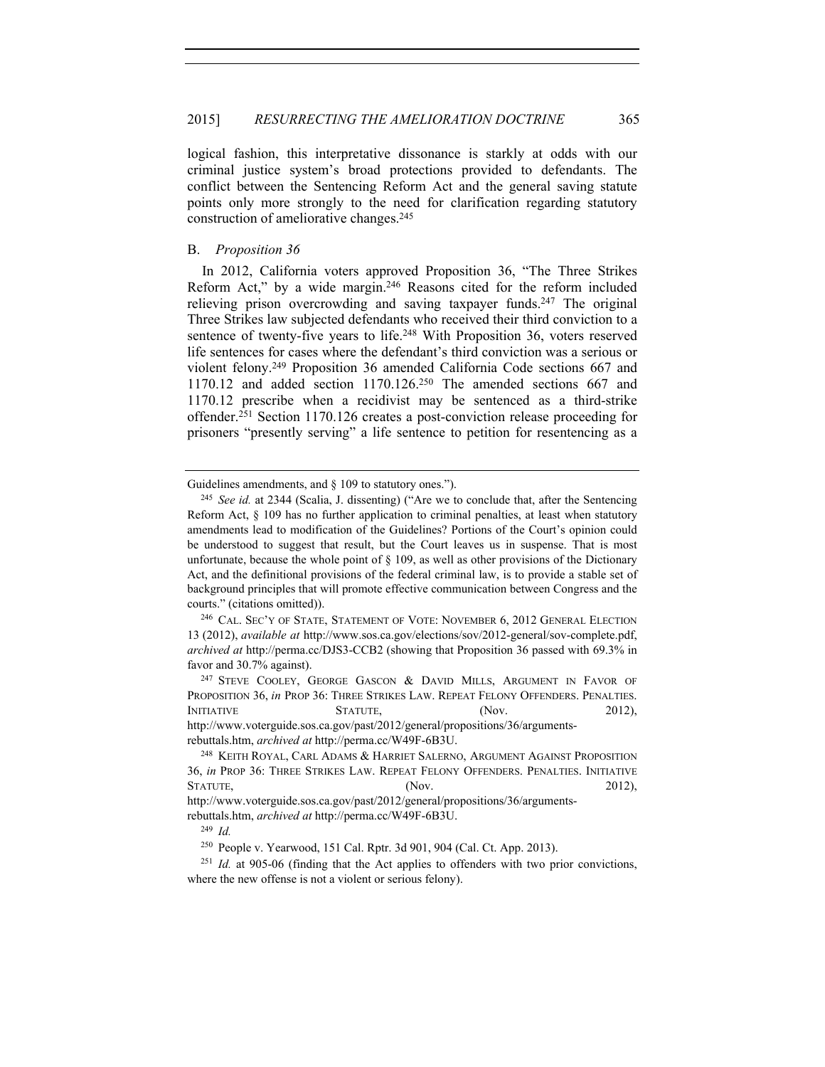logical fashion, this interpretative dissonance is starkly at odds with our criminal justice system's broad protections provided to defendants. The conflict between the Sentencing Reform Act and the general saving statute points only more strongly to the need for clarification regarding statutory construction of ameliorative changes.[245]

## B. *Proposition 36*

In 2012, California voters approved Proposition 36, "The Three Strikes Reform Act," by a wide margin.[246] Reasons cited for the reform included relieving prison overcrowding and saving taxpayer funds.[247] The original Three Strikes law subjected defendants who received their third conviction to a sentence of twenty-five years to life.[248] With Proposition 36, voters reserved life sentences for cases where the defendant's third conviction was a serious or violent felony.[249] Proposition 36 amended California Code sections 667 and 1170.12 and added section 1170.126.[250] The amended sections 667 and 1170.12 prescribe when a recidivist may be sentenced as a third-strike offender.[251] Section 1170.126 creates a post-conviction release proceeding for prisoners "presently serving" a life sentence to petition for resentencing as a

---

Guidelines amendments, and § 109 to statutory ones.").

[245] *See id.* at 2344 (Scalia, J. dissenting) ("Are we to conclude that, after the Sentencing Reform Act, § 109 has no further application to criminal penalties, at least when statutory amendments lead to modification of the Guidelines? Portions of the Court's opinion could be understood to suggest that result, but the Court leaves us in suspense. That is most unfortunate, because the whole point of § 109, as well as other provisions of the Dictionary Act, and the definitional provisions of the federal criminal law, is to provide a stable set of background principles that will promote effective communication between Congress and the courts." (citations omitted)).

[246] CAL. SEC'Y OF STATE, STATEMENT OF VOTE: NOVEMBER 6, 2012 GENERAL ELECTION 13 (2012), *available at* http://www.sos.ca.gov/elections/sov/2012-general/sov-complete.pdf, *archived at* http://perma.cc/DJS3-CCB2 (showing that Proposition 36 passed with 69.3% in favor and 30.7% against).

[247] STEVE COOLEY, GEORGE GASCON & DAVID MILLS, ARGUMENT IN FAVOR OF PROPOSITION 36, *in* PROP 36: THREE STRIKES LAW. REPEAT FELONY OFFENDERS. PENALTIES. INITIATIVE STATUTE, (Nov. 2012), http://www.voterguide.sos.ca.gov/past/2012/general/propositions/36/arguments-rebuttals.htm, *archived at* http://perma.cc/W49F-6B3U.

[248] KEITH ROYAL, CARL ADAMS & HARRIET SALERNO, ARGUMENT AGAINST PROPOSITION 36, *in* PROP 36: THREE STRIKES LAW. REPEAT FELONY OFFENDERS. PENALTIES. INITIATIVE STATUTE, (Nov. 2012), http://www.voterguide.sos.ca.gov/past/2012/general/propositions/36/arguments-rebuttals.htm, *archived at* http://perma.cc/W49F-6B3U.

[249] *Id.*

[250] People v. Yearwood, 151 Cal. Rptr. 3d 901, 904 (Cal. Ct. App. 2013).

[251] *Id.* at 905-06 (finding that the Act applies to offenders with two prior convictions, where the new offense is not a violent or serious felony).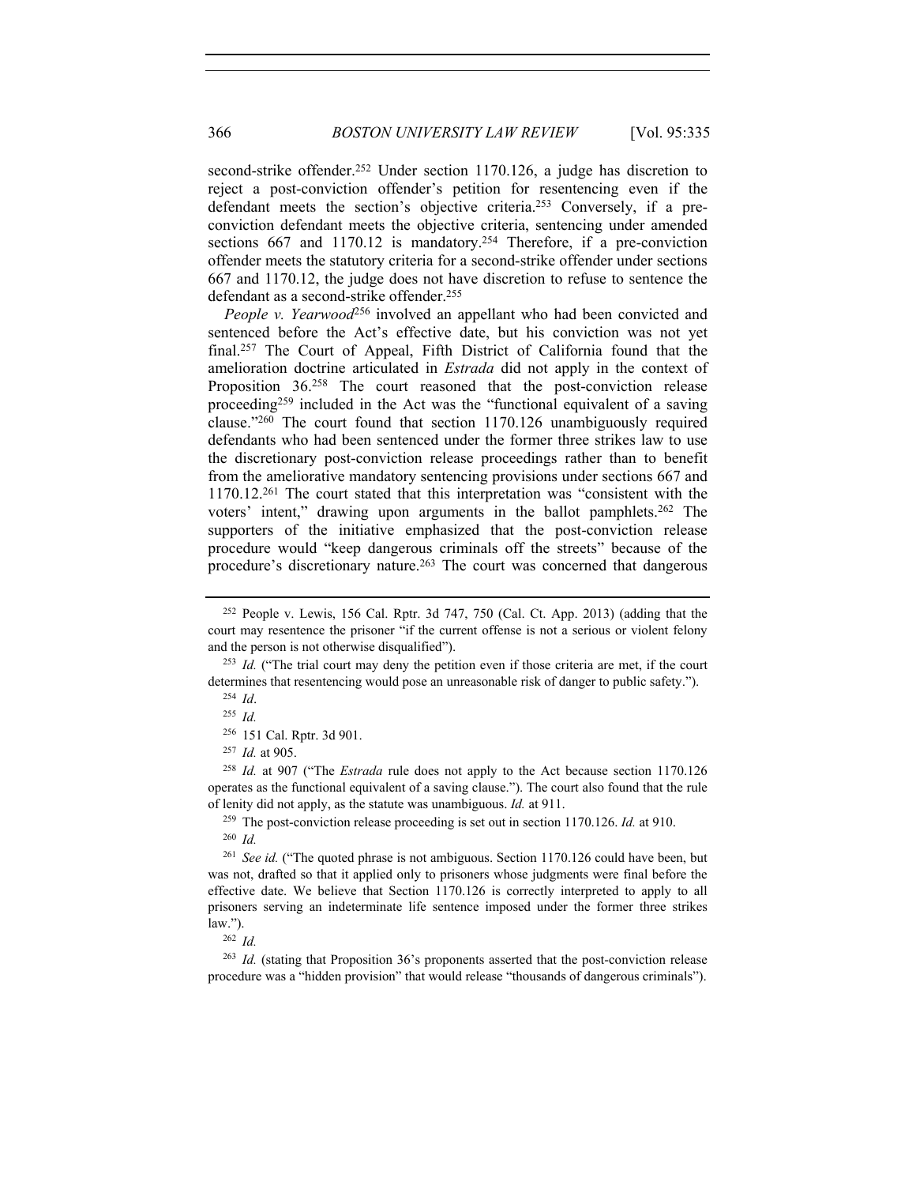second-strike offender.[252] Under section 1170.126, a judge has discretion to reject a post-conviction offender's petition for resentencing even if the defendant meets the section's objective criteria.[253] Conversely, if a pre-conviction defendant meets the objective criteria, sentencing under amended sections 667 and 1170.12 is mandatory.[254] Therefore, if a pre-conviction offender meets the statutory criteria for a second-strike offender under sections 667 and 1170.12, the judge does not have discretion to refuse to sentence the defendant as a second-strike offender.[255]

*People v. Yearwood*[256] involved an appellant who had been convicted and sentenced before the Act's effective date, but his conviction was not yet final.[257] The Court of Appeal, Fifth District of California found that the amelioration doctrine articulated in *Estrada* did not apply in the context of Proposition 36.[258] The court reasoned that the post-conviction release proceeding[259] included in the Act was the "functional equivalent of a saving clause."[260] The court found that section 1170.126 unambiguously required defendants who had been sentenced under the former three strikes law to use the discretionary post-conviction release proceedings rather than to benefit from the ameliorative mandatory sentencing provisions under sections 667 and 1170.12.[261] The court stated that this interpretation was "consistent with the voters' intent," drawing upon arguments in the ballot pamphlets.[262] The supporters of the initiative emphasized that the post-conviction release procedure would "keep dangerous criminals off the streets" because of the procedure's discretionary nature.[263] The court was concerned that dangerous

---

[252] People v. Lewis, 156 Cal. Rptr. 3d 747, 750 (Cal. Ct. App. 2013) (adding that the court may resentence the prisoner "if the current offense is not a serious or violent felony and the person is not otherwise disqualified").

[253] *Id.* ("The trial court may deny the petition even if those criteria are met, if the court determines that resentencing would pose an unreasonable risk of danger to public safety.").

[254] *Id*.

[255] *Id.*

[256] 151 Cal. Rptr. 3d 901.

[257] *Id.* at 905.

[258] *Id.* at 907 ("The *Estrada* rule does not apply to the Act because section 1170.126 operates as the functional equivalent of a saving clause."). The court also found that the rule of lenity did not apply, as the statute was unambiguous. *Id.* at 911.

[259] The post-conviction release proceeding is set out in section 1170.126. *Id.* at 910.

[260] *Id.*

[261] *See id.* ("The quoted phrase is not ambiguous. Section 1170.126 could have been, but was not, drafted so that it applied only to prisoners whose judgments were final before the effective date. We believe that Section 1170.126 is correctly interpreted to apply to all prisoners serving an indeterminate life sentence imposed under the former three strikes law.").

[262] *Id.*

[263] *Id.* (stating that Proposition 36's proponents asserted that the post-conviction release procedure was a "hidden provision" that would release "thousands of dangerous criminals").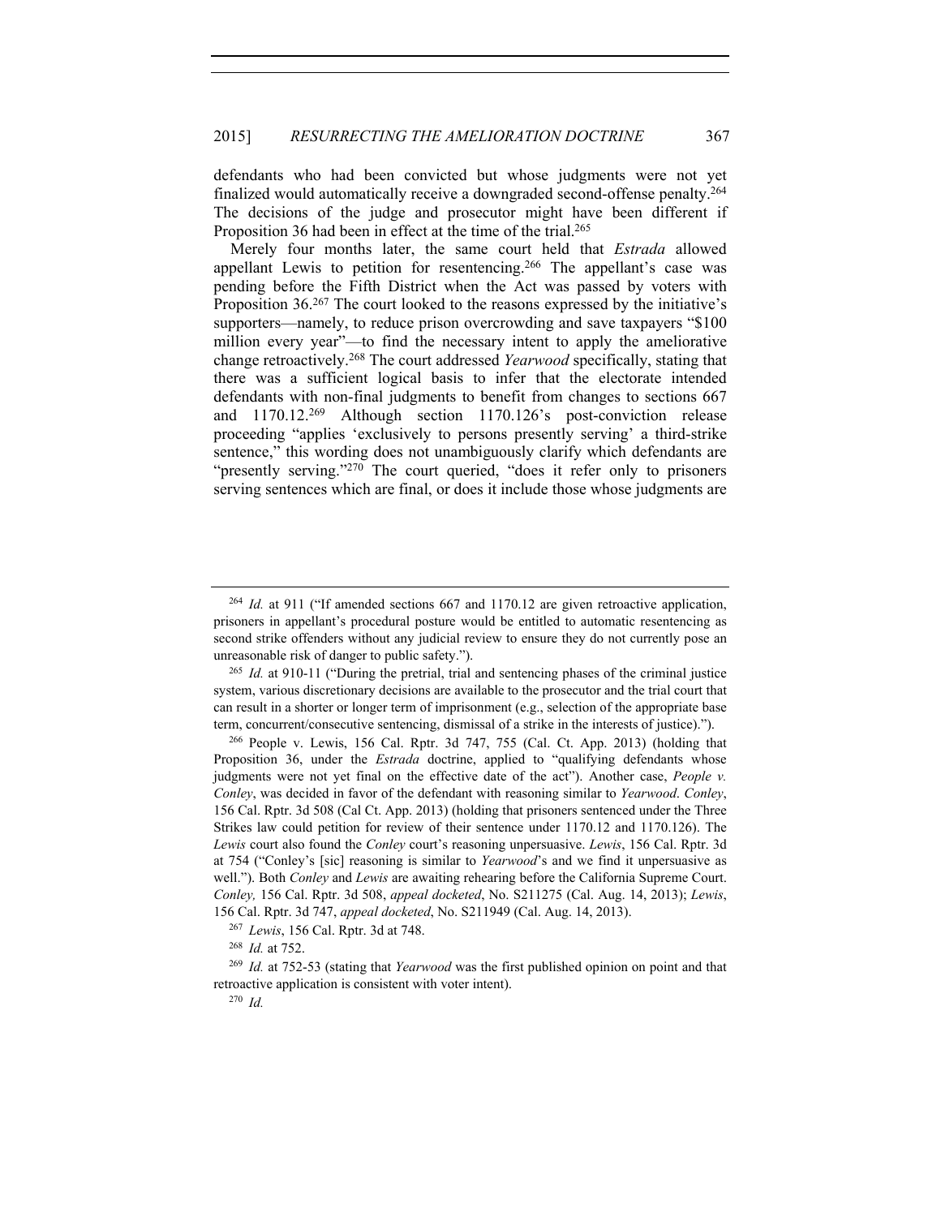defendants who had been convicted but whose judgments were not yet finalized would automatically receive a downgraded second-offense penalty.[264] The decisions of the judge and prosecutor might have been different if Proposition 36 had been in effect at the time of the trial.[265]

Merely four months later, the same court held that *Estrada* allowed appellant Lewis to petition for resentencing.[266] The appellant's case was pending before the Fifth District when the Act was passed by voters with Proposition 36.[267] The court looked to the reasons expressed by the initiative's supporters—namely, to reduce prison overcrowding and save taxpayers "$100 million every year"—to find the necessary intent to apply the ameliorative change retroactively.[268] The court addressed *Yearwood* specifically, stating that there was a sufficient logical basis to infer that the electorate intended defendants with non-final judgments to benefit from changes to sections 667 and 1170.12.[269] Although section 1170.126's post-conviction release proceeding "applies 'exclusively to persons presently serving' a third-strike sentence," this wording does not unambiguously clarify which defendants are "presently serving."[270] The court queried, "does it refer only to prisoners serving sentences which are final, or does it include those whose judgments are

---

[264] *Id.* at 911 ("If amended sections 667 and 1170.12 are given retroactive application, prisoners in appellant's procedural posture would be entitled to automatic resentencing as second strike offenders without any judicial review to ensure they do not currently pose an unreasonable risk of danger to public safety.").

[265] *Id.* at 910-11 ("During the pretrial, trial and sentencing phases of the criminal justice system, various discretionary decisions are available to the prosecutor and the trial court that can result in a shorter or longer term of imprisonment (e.g., selection of the appropriate base term, concurrent/consecutive sentencing, dismissal of a strike in the interests of justice).").

[266] People v. Lewis, 156 Cal. Rptr. 3d 747, 755 (Cal. Ct. App. 2013) (holding that Proposition 36, under the *Estrada* doctrine, applied to "qualifying defendants whose judgments were not yet final on the effective date of the act"). Another case, *People v. Conley*, was decided in favor of the defendant with reasoning similar to *Yearwood*. *Conley*, 156 Cal. Rptr. 3d 508 (Cal Ct. App. 2013) (holding that prisoners sentenced under the Three Strikes law could petition for review of their sentence under 1170.12 and 1170.126). The *Lewis* court also found the *Conley* court's reasoning unpersuasive. *Lewis*, 156 Cal. Rptr. 3d at 754 ("Conley's [sic] reasoning is similar to *Yearwood*'s and we find it unpersuasive as well."). Both *Conley* and *Lewis* are awaiting rehearing before the California Supreme Court. *Conley,* 156 Cal. Rptr. 3d 508, *appeal docketed*, No. S211275 (Cal. Aug. 14, 2013); *Lewis*, 156 Cal. Rptr. 3d 747, *appeal docketed*, No. S211949 (Cal. Aug. 14, 2013).

[267] *Lewis*, 156 Cal. Rptr. 3d at 748.

[268] *Id.* at 752.

[269] *Id.* at 752-53 (stating that *Yearwood* was the first published opinion on point and that retroactive application is consistent with voter intent).

[270] *Id.*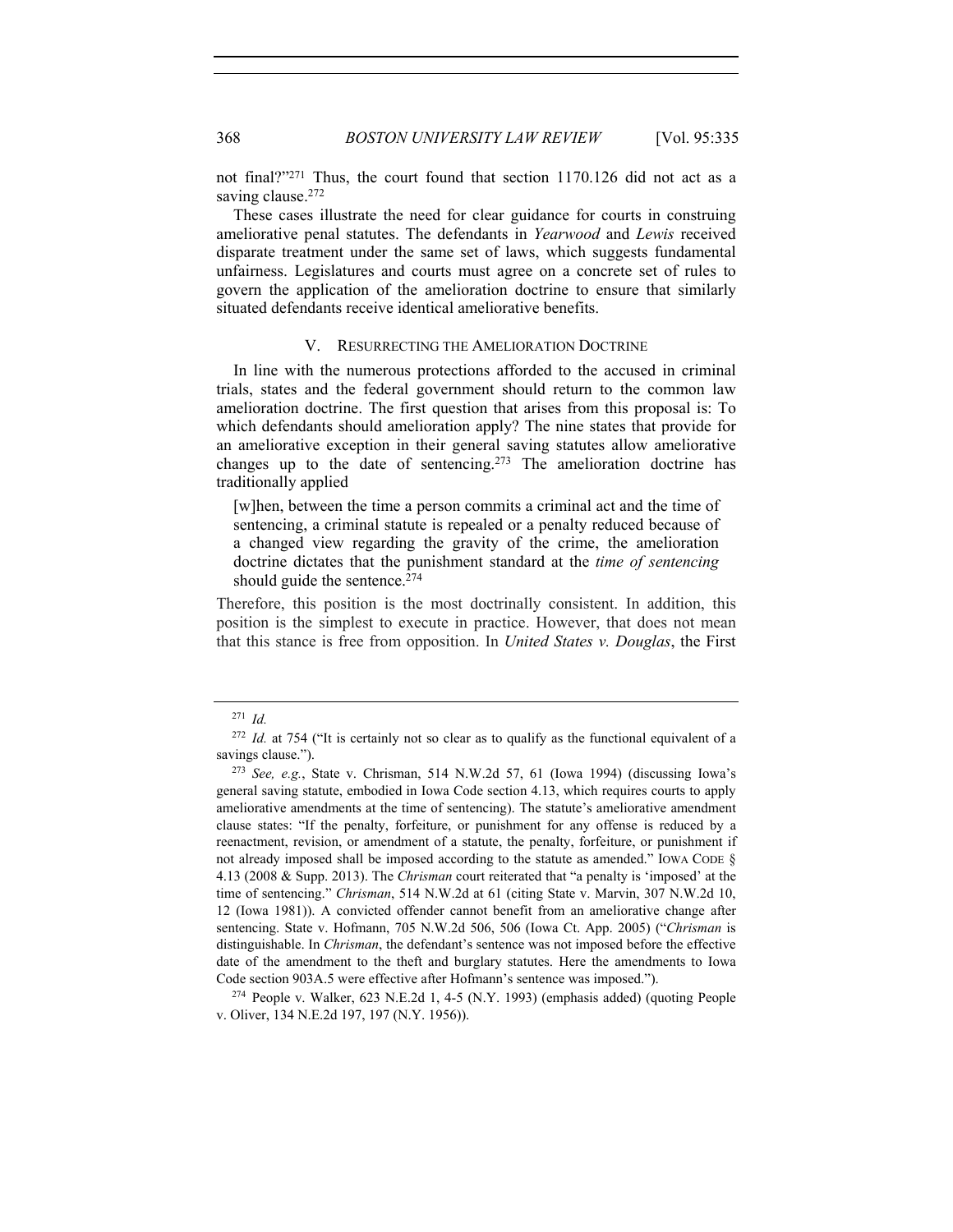not final?"[271] Thus, the court found that section 1170.126 did not act as a saving clause.[272]

These cases illustrate the need for clear guidance for courts in construing ameliorative penal statutes. The defendants in *Yearwood* and *Lewis* received disparate treatment under the same set of laws, which suggests fundamental unfairness. Legislatures and courts must agree on a concrete set of rules to govern the application of the amelioration doctrine to ensure that similarly situated defendants receive identical ameliorative benefits.

## V. RESURRECTING THE AMELIORATION DOCTRINE

In line with the numerous protections afforded to the accused in criminal trials, states and the federal government should return to the common law amelioration doctrine. The first question that arises from this proposal is: To which defendants should amelioration apply? The nine states that provide for an ameliorative exception in their general saving statutes allow ameliorative changes up to the date of sentencing.[273] The amelioration doctrine has traditionally applied

> [w]hen, between the time a person commits a criminal act and the time of sentencing, a criminal statute is repealed or a penalty reduced because of a changed view regarding the gravity of the crime, the amelioration doctrine dictates that the punishment standard at the *time of sentencing* should guide the sentence.[274]

Therefore, this position is the most doctrinally consistent. In addition, this position is the simplest to execute in practice. However, that does not mean that this stance is free from opposition. In *United States v. Douglas*, the First

---

[271] *Id.*

[272] *Id.* at 754 ("It is certainly not so clear as to qualify as the functional equivalent of a savings clause.").

[273] *See, e.g.*, State v. Chrisman, 514 N.W.2d 57, 61 (Iowa 1994) (discussing Iowa's general saving statute, embodied in Iowa Code section 4.13, which requires courts to apply ameliorative amendments at the time of sentencing). The statute's ameliorative amendment clause states: "If the penalty, forfeiture, or punishment for any offense is reduced by a reenactment, revision, or amendment of a statute, the penalty, forfeiture, or punishment if not already imposed shall be imposed according to the statute as amended." IOWA CODE § 4.13 (2008 & Supp. 2013). The *Chrisman* court reiterated that "a penalty is 'imposed' at the time of sentencing." *Chrisman*, 514 N.W.2d at 61 (citing State v. Marvin, 307 N.W.2d 10, 12 (Iowa 1981)). A convicted offender cannot benefit from an ameliorative change after sentencing. State v. Hofmann, 705 N.W.2d 506, 506 (Iowa Ct. App. 2005) ("*Chrisman* is distinguishable. In *Chrisman*, the defendant's sentence was not imposed before the effective date of the amendment to the theft and burglary statutes. Here the amendments to Iowa Code section 903A.5 were effective after Hofmann's sentence was imposed.").

[274] People v. Walker, 623 N.E.2d 1, 4-5 (N.Y. 1993) (emphasis added) (quoting People v. Oliver, 134 N.E.2d 197, 197 (N.Y. 1956)).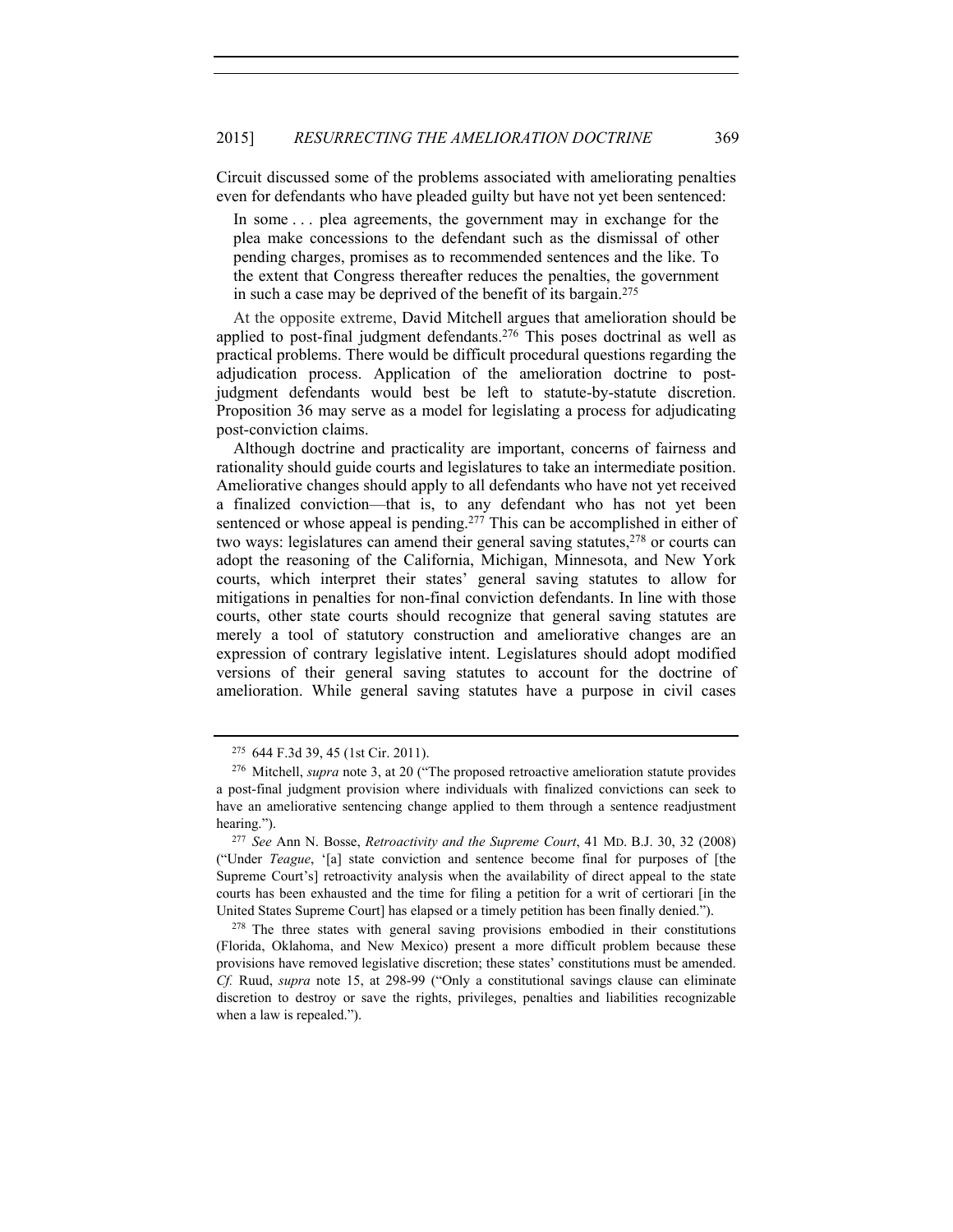Circuit discussed some of the problems associated with ameliorating penalties even for defendants who have pleaded guilty but have not yet been sentenced:

> In some . . . plea agreements, the government may in exchange for the plea make concessions to the defendant such as the dismissal of other pending charges, promises as to recommended sentences and the like. To the extent that Congress thereafter reduces the penalties, the government in such a case may be deprived of the benefit of its bargain.[275]

At the opposite extreme, David Mitchell argues that amelioration should be applied to post-final judgment defendants.[276] This poses doctrinal as well as practical problems. There would be difficult procedural questions regarding the adjudication process. Application of the amelioration doctrine to post-judgment defendants would best be left to statute-by-statute discretion. Proposition 36 may serve as a model for legislating a process for adjudicating post-conviction claims.

Although doctrine and practicality are important, concerns of fairness and rationality should guide courts and legislatures to take an intermediate position. Ameliorative changes should apply to all defendants who have not yet received a finalized conviction—that is, to any defendant who has not yet been sentenced or whose appeal is pending.[277] This can be accomplished in either of two ways: legislatures can amend their general saving statutes,[278] or courts can adopt the reasoning of the California, Michigan, Minnesota, and New York courts, which interpret their states' general saving statutes to allow for mitigations in penalties for non-final conviction defendants. In line with those courts, other state courts should recognize that general saving statutes are merely a tool of statutory construction and ameliorative changes are an expression of contrary legislative intent. Legislatures should adopt modified versions of their general saving statutes to account for the doctrine of amelioration. While general saving statutes have a purpose in civil cases

---

[275] 644 F.3d 39, 45 (1st Cir. 2011).

[276] Mitchell, *supra* note 3, at 20 ("The proposed retroactive amelioration statute provides a post-final judgment provision where individuals with finalized convictions can seek to have an ameliorative sentencing change applied to them through a sentence readjustment hearing.").

[277] *See* Ann N. Bosse, *Retroactivity and the Supreme Court*, 41 MD. B.J. 30, 32 (2008) ("Under *Teague*, '[a] state conviction and sentence become final for purposes of [the Supreme Court's] retroactivity analysis when the availability of direct appeal to the state courts has been exhausted and the time for filing a petition for a writ of certiorari [in the United States Supreme Court] has elapsed or a timely petition has been finally denied.").

[278] The three states with general saving provisions embodied in their constitutions (Florida, Oklahoma, and New Mexico) present a more difficult problem because these provisions have removed legislative discretion; these states' constitutions must be amended. *Cf.* Ruud, *supra* note 15, at 298-99 ("Only a constitutional savings clause can eliminate discretion to destroy or save the rights, privileges, penalties and liabilities recognizable when a law is repealed.").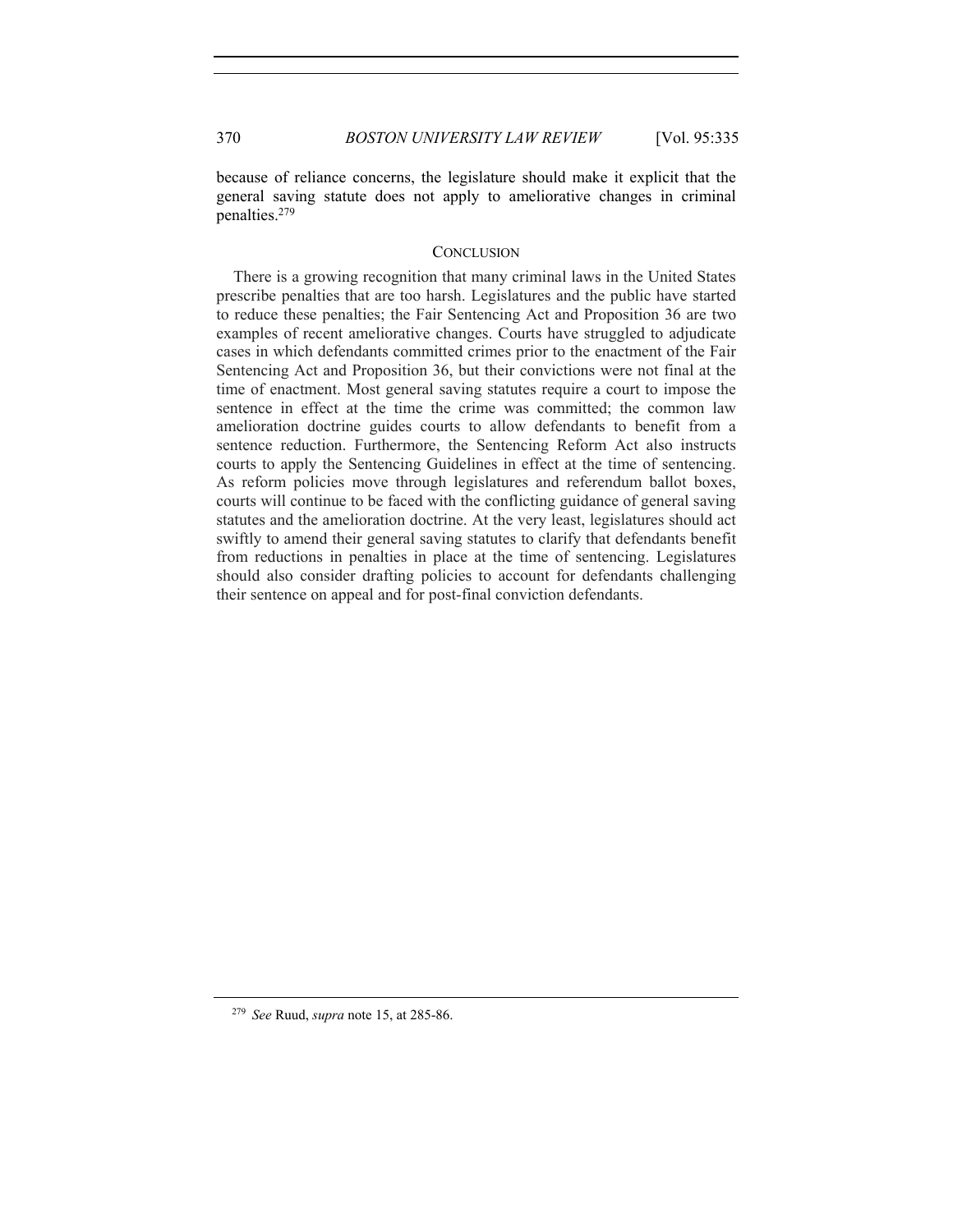because of reliance concerns, the legislature should make it explicit that the general saving statute does not apply to ameliorative changes in criminal penalties.[279]

## CONCLUSION

There is a growing recognition that many criminal laws in the United States prescribe penalties that are too harsh. Legislatures and the public have started to reduce these penalties; the Fair Sentencing Act and Proposition 36 are two examples of recent ameliorative changes. Courts have struggled to adjudicate cases in which defendants committed crimes prior to the enactment of the Fair Sentencing Act and Proposition 36, but their convictions were not final at the time of enactment. Most general saving statutes require a court to impose the sentence in effect at the time the crime was committed; the common law amelioration doctrine guides courts to allow defendants to benefit from a sentence reduction. Furthermore, the Sentencing Reform Act also instructs courts to apply the Sentencing Guidelines in effect at the time of sentencing. As reform policies move through legislatures and referendum ballot boxes, courts will continue to be faced with the conflicting guidance of general saving statutes and the amelioration doctrine. At the very least, legislatures should act swiftly to amend their general saving statutes to clarify that defendants benefit from reductions in penalties in place at the time of sentencing. Legislatures should also consider drafting policies to account for defendants challenging their sentence on appeal and for post-final conviction defendants.

---

[279] *See* Ruud, *supra* note 15, at 285-86.